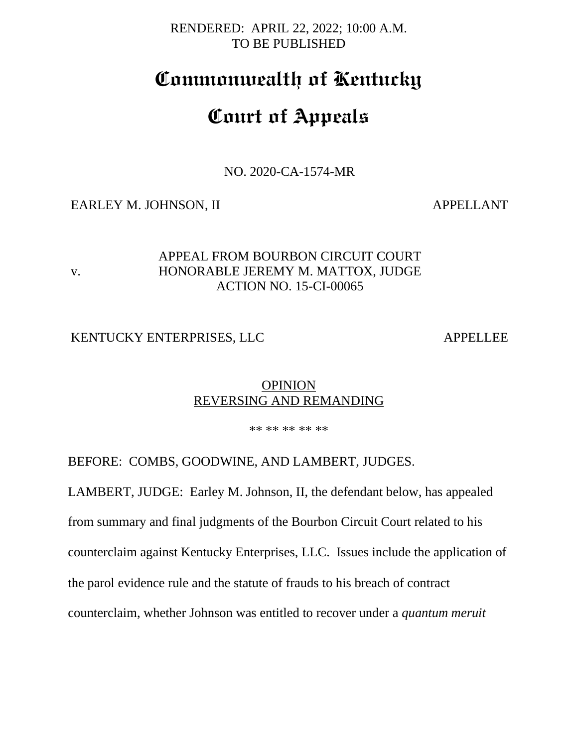RENDERED: APRIL 22, 2022; 10:00 A.M.
TO BE PUBLISHED

# Commonwealth of Kentucky

# Court of Appeals

NO. 2020-CA-1574-MR

EARLEY M. JOHNSON, II — APPELLANT

v.

APPEAL FROM BOURBON CIRCUIT COURT
HONORABLE JEREMY M. MATTOX, JUDGE
ACTION NO. 15-CI-00065

KENTUCKY ENTERPRISES, LLC — APPELLEE

OPINION
REVERSING AND REMANDING

** ** ** ** **

BEFORE: COMBS, GOODWINE, AND LAMBERT, JUDGES.

LAMBERT, JUDGE: Earley M. Johnson, II, the defendant below, has appealed from summary and final judgments of the Bourbon Circuit Court related to his counterclaim against Kentucky Enterprises, LLC. Issues include the application of the parol evidence rule and the statute of frauds to his breach of contract counterclaim, whether Johnson was entitled to recover under a *quantum meruit*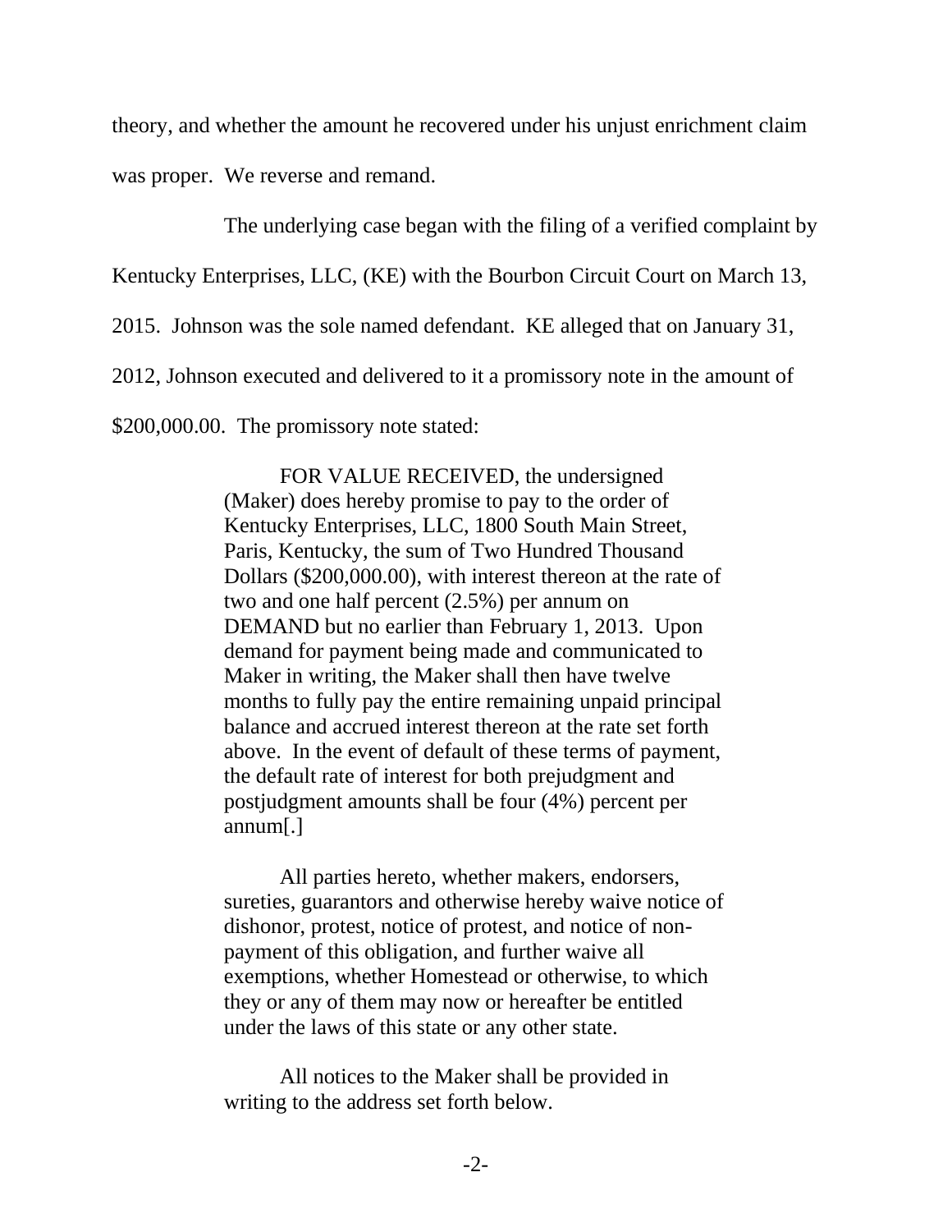theory, and whether the amount he recovered under his unjust enrichment claim was proper. We reverse and remand.

The underlying case began with the filing of a verified complaint by Kentucky Enterprises, LLC, (KE) with the Bourbon Circuit Court on March 13, 2015. Johnson was the sole named defendant. KE alleged that on January 31, 2012, Johnson executed and delivered to it a promissory note in the amount of $200,000.00. The promissory note stated:

> FOR VALUE RECEIVED, the undersigned (Maker) does hereby promise to pay to the order of Kentucky Enterprises, LLC, 1800 South Main Street, Paris, Kentucky, the sum of Two Hundred Thousand Dollars ($200,000.00), with interest thereon at the rate of two and one half percent (2.5%) per annum on DEMAND but no earlier than February 1, 2013. Upon demand for payment being made and communicated to Maker in writing, the Maker shall then have twelve months to fully pay the entire remaining unpaid principal balance and accrued interest thereon at the rate set forth above. In the event of default of these terms of payment, the default rate of interest for both prejudgment and postjudgment amounts shall be four (4%) percent per annum[.]
>
> All parties hereto, whether makers, endorsers, sureties, guarantors and otherwise hereby waive notice of dishonor, protest, notice of protest, and notice of non-payment of this obligation, and further waive all exemptions, whether Homestead or otherwise, to which they or any of them may now or hereafter be entitled under the laws of this state or any other state.
>
> All notices to the Maker shall be provided in writing to the address set forth below.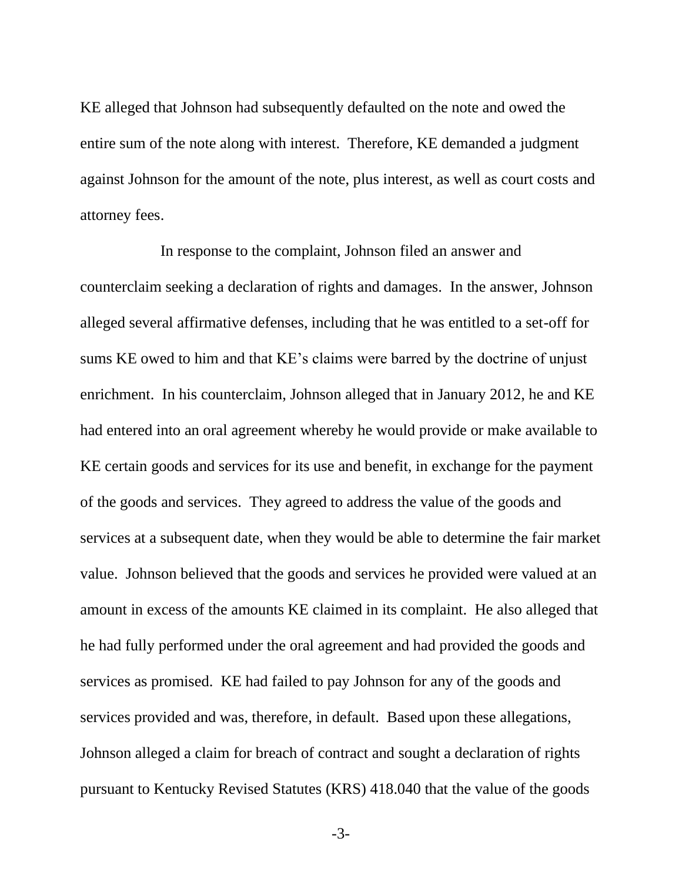KE alleged that Johnson had subsequently defaulted on the note and owed the entire sum of the note along with interest. Therefore, KE demanded a judgment against Johnson for the amount of the note, plus interest, as well as court costs and attorney fees.

In response to the complaint, Johnson filed an answer and counterclaim seeking a declaration of rights and damages. In the answer, Johnson alleged several affirmative defenses, including that he was entitled to a set-off for sums KE owed to him and that KE's claims were barred by the doctrine of unjust enrichment. In his counterclaim, Johnson alleged that in January 2012, he and KE had entered into an oral agreement whereby he would provide or make available to KE certain goods and services for its use and benefit, in exchange for the payment of the goods and services. They agreed to address the value of the goods and services at a subsequent date, when they would be able to determine the fair market value. Johnson believed that the goods and services he provided were valued at an amount in excess of the amounts KE claimed in its complaint. He also alleged that he had fully performed under the oral agreement and had provided the goods and services as promised. KE had failed to pay Johnson for any of the goods and services provided and was, therefore, in default. Based upon these allegations, Johnson alleged a claim for breach of contract and sought a declaration of rights pursuant to Kentucky Revised Statutes (KRS) 418.040 that the value of the goods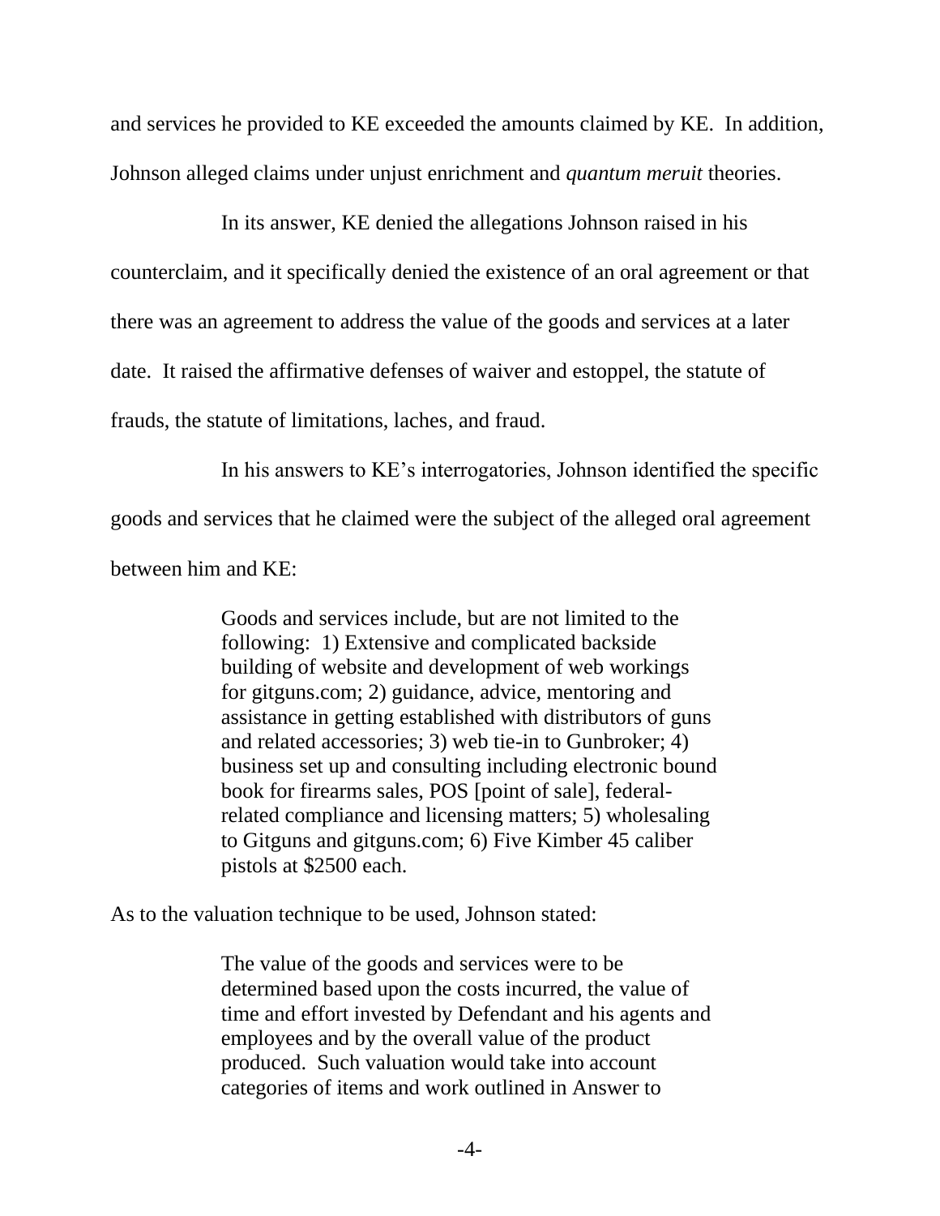and services he provided to KE exceeded the amounts claimed by KE. In addition, Johnson alleged claims under unjust enrichment and *quantum meruit* theories.

In its answer, KE denied the allegations Johnson raised in his counterclaim, and it specifically denied the existence of an oral agreement or that there was an agreement to address the value of the goods and services at a later date. It raised the affirmative defenses of waiver and estoppel, the statute of frauds, the statute of limitations, laches, and fraud.

In his answers to KE's interrogatories, Johnson identified the specific goods and services that he claimed were the subject of the alleged oral agreement between him and KE:

> Goods and services include, but are not limited to the following: 1) Extensive and complicated backside building of website and development of web workings for gitguns.com; 2) guidance, advice, mentoring and assistance in getting established with distributors of guns and related accessories; 3) web tie-in to Gunbroker; 4) business set up and consulting including electronic bound book for firearms sales, POS [point of sale], federal-related compliance and licensing matters; 5) wholesaling to Gitguns and gitguns.com; 6) Five Kimber 45 caliber pistols at $2500 each.

As to the valuation technique to be used, Johnson stated:

> The value of the goods and services were to be determined based upon the costs incurred, the value of time and effort invested by Defendant and his agents and employees and by the overall value of the product produced. Such valuation would take into account categories of items and work outlined in Answer to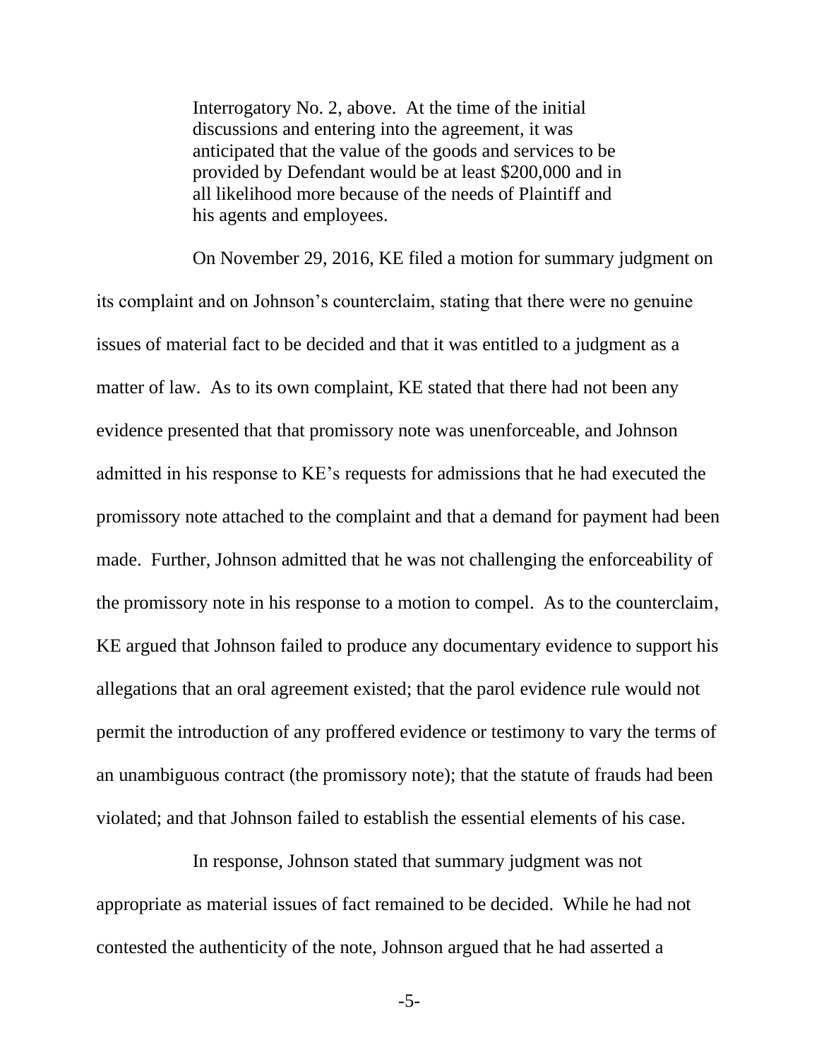> Interrogatory No. 2, above. At the time of the initial discussions and entering into the agreement, it was anticipated that the value of the goods and services to be provided by Defendant would be at least $200,000 and in all likelihood more because of the needs of Plaintiff and his agents and employees.

On November 29, 2016, KE filed a motion for summary judgment on its complaint and on Johnson's counterclaim, stating that there were no genuine issues of material fact to be decided and that it was entitled to a judgment as a matter of law. As to its own complaint, KE stated that there had not been any evidence presented that that promissory note was unenforceable, and Johnson admitted in his response to KE's requests for admissions that he had executed the promissory note attached to the complaint and that a demand for payment had been made. Further, Johnson admitted that he was not challenging the enforceability of the promissory note in his response to a motion to compel. As to the counterclaim, KE argued that Johnson failed to produce any documentary evidence to support his allegations that an oral agreement existed; that the parol evidence rule would not permit the introduction of any proffered evidence or testimony to vary the terms of an unambiguous contract (the promissory note); that the statute of frauds had been violated; and that Johnson failed to establish the essential elements of his case.

In response, Johnson stated that summary judgment was not appropriate as material issues of fact remained to be decided. While he had not contested the authenticity of the note, Johnson argued that he had asserted a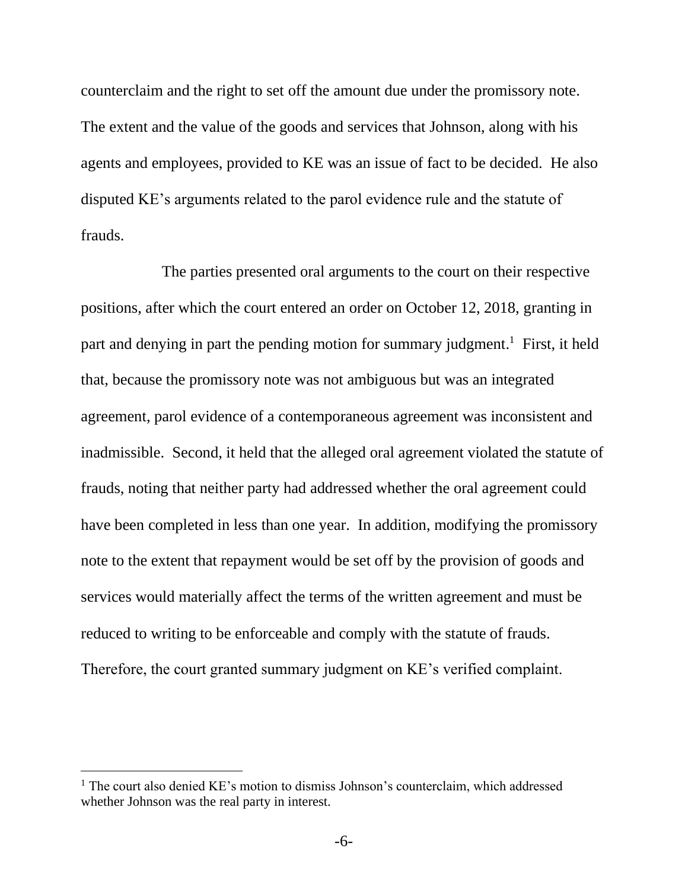counterclaim and the right to set off the amount due under the promissory note. The extent and the value of the goods and services that Johnson, along with his agents and employees, provided to KE was an issue of fact to be decided. He also disputed KE's arguments related to the parol evidence rule and the statute of frauds.

The parties presented oral arguments to the court on their respective positions, after which the court entered an order on October 12, 2018, granting in part and denying in part the pending motion for summary judgment.[1] First, it held that, because the promissory note was not ambiguous but was an integrated agreement, parol evidence of a contemporaneous agreement was inconsistent and inadmissible. Second, it held that the alleged oral agreement violated the statute of frauds, noting that neither party had addressed whether the oral agreement could have been completed in less than one year. In addition, modifying the promissory note to the extent that repayment would be set off by the provision of goods and services would materially affect the terms of the written agreement and must be reduced to writing to be enforceable and comply with the statute of frauds. Therefore, the court granted summary judgment on KE's verified complaint.

---

[1] The court also denied KE's motion to dismiss Johnson's counterclaim, which addressed whether Johnson was the real party in interest.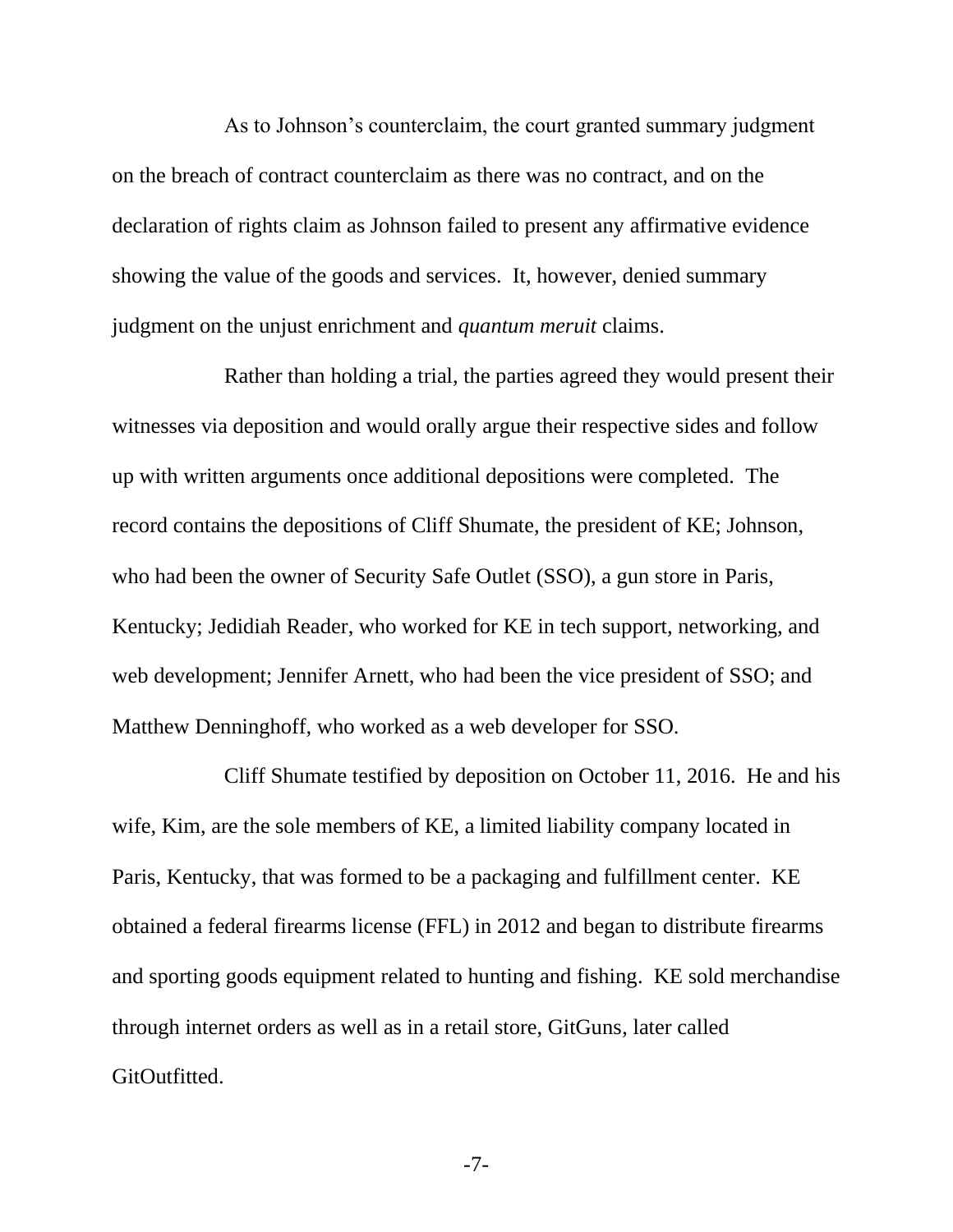As to Johnson's counterclaim, the court granted summary judgment on the breach of contract counterclaim as there was no contract, and on the declaration of rights claim as Johnson failed to present any affirmative evidence showing the value of the goods and services. It, however, denied summary judgment on the unjust enrichment and *quantum meruit* claims.

Rather than holding a trial, the parties agreed they would present their witnesses via deposition and would orally argue their respective sides and follow up with written arguments once additional depositions were completed. The record contains the depositions of Cliff Shumate, the president of KE; Johnson, who had been the owner of Security Safe Outlet (SSO), a gun store in Paris, Kentucky; Jedidiah Reader, who worked for KE in tech support, networking, and web development; Jennifer Arnett, who had been the vice president of SSO; and Matthew Denninghoff, who worked as a web developer for SSO.

Cliff Shumate testified by deposition on October 11, 2016. He and his wife, Kim, are the sole members of KE, a limited liability company located in Paris, Kentucky, that was formed to be a packaging and fulfillment center. KE obtained a federal firearms license (FFL) in 2012 and began to distribute firearms and sporting goods equipment related to hunting and fishing. KE sold merchandise through internet orders as well as in a retail store, GitGuns, later called GitOutfitted.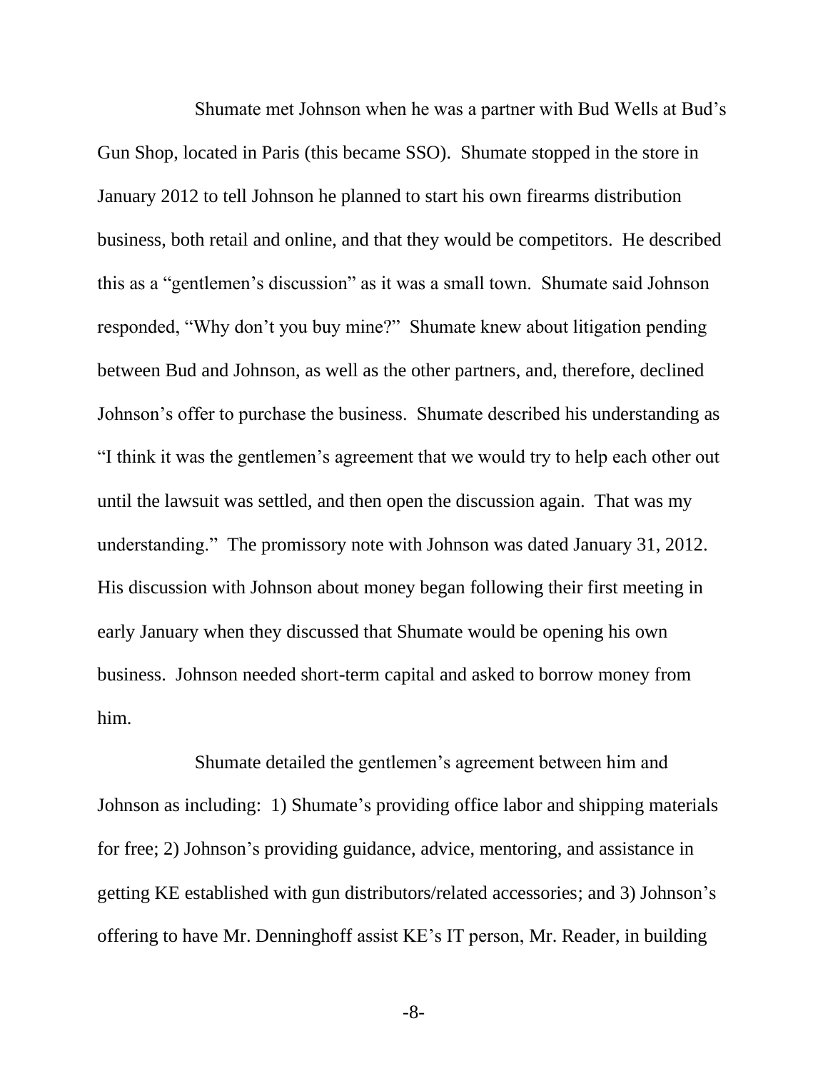Shumate met Johnson when he was a partner with Bud Wells at Bud's Gun Shop, located in Paris (this became SSO). Shumate stopped in the store in January 2012 to tell Johnson he planned to start his own firearms distribution business, both retail and online, and that they would be competitors. He described this as a "gentlemen's discussion" as it was a small town. Shumate said Johnson responded, "Why don't you buy mine?" Shumate knew about litigation pending between Bud and Johnson, as well as the other partners, and, therefore, declined Johnson's offer to purchase the business. Shumate described his understanding as "I think it was the gentlemen's agreement that we would try to help each other out until the lawsuit was settled, and then open the discussion again. That was my understanding." The promissory note with Johnson was dated January 31, 2012. His discussion with Johnson about money began following their first meeting in early January when they discussed that Shumate would be opening his own business. Johnson needed short-term capital and asked to borrow money from him.

Shumate detailed the gentlemen's agreement between him and Johnson as including: 1) Shumate's providing office labor and shipping materials for free; 2) Johnson's providing guidance, advice, mentoring, and assistance in getting KE established with gun distributors/related accessories; and 3) Johnson's offering to have Mr. Denninghoff assist KE's IT person, Mr. Reader, in building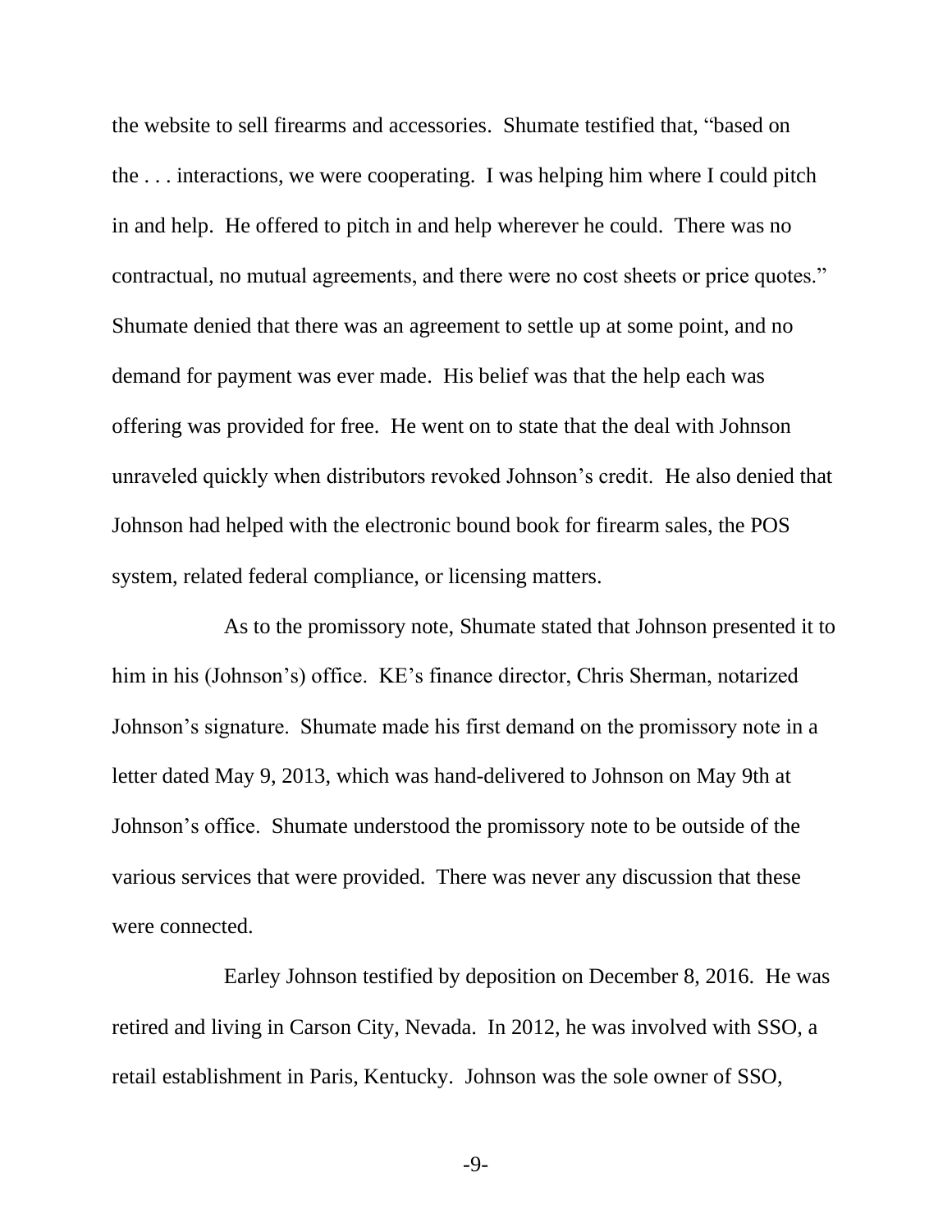the website to sell firearms and accessories. Shumate testified that, "based on the . . . interactions, we were cooperating. I was helping him where I could pitch in and help. He offered to pitch in and help wherever he could. There was no contractual, no mutual agreements, and there were no cost sheets or price quotes." Shumate denied that there was an agreement to settle up at some point, and no demand for payment was ever made. His belief was that the help each was offering was provided for free. He went on to state that the deal with Johnson unraveled quickly when distributors revoked Johnson's credit. He also denied that Johnson had helped with the electronic bound book for firearm sales, the POS system, related federal compliance, or licensing matters.

As to the promissory note, Shumate stated that Johnson presented it to him in his (Johnson's) office. KE's finance director, Chris Sherman, notarized Johnson's signature. Shumate made his first demand on the promissory note in a letter dated May 9, 2013, which was hand-delivered to Johnson on May 9th at Johnson's office. Shumate understood the promissory note to be outside of the various services that were provided. There was never any discussion that these were connected.

Earley Johnson testified by deposition on December 8, 2016. He was retired and living in Carson City, Nevada. In 2012, he was involved with SSO, a retail establishment in Paris, Kentucky. Johnson was the sole owner of SSO,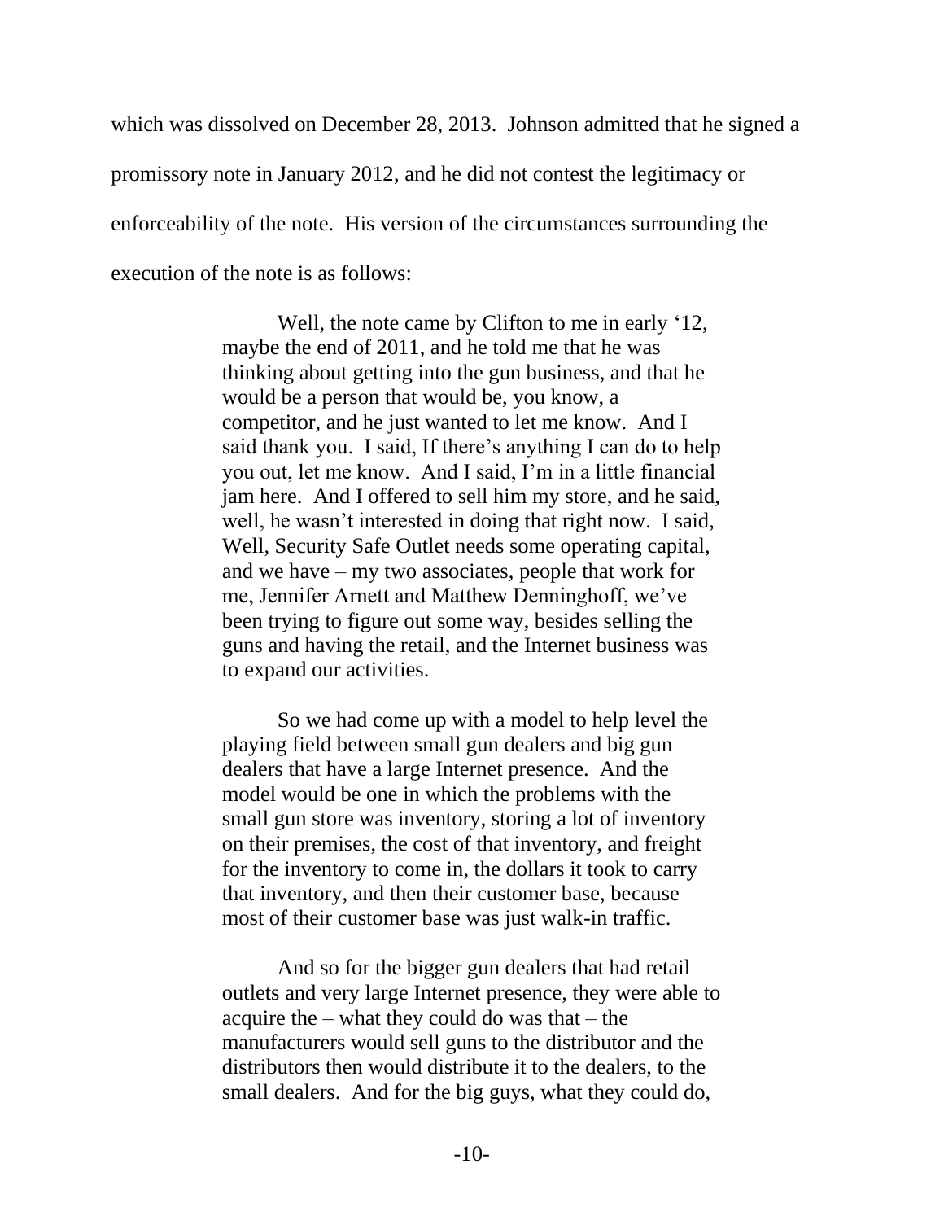which was dissolved on December 28, 2013. Johnson admitted that he signed a promissory note in January 2012, and he did not contest the legitimacy or enforceability of the note. His version of the circumstances surrounding the execution of the note is as follows:

> Well, the note came by Clifton to me in early '12, maybe the end of 2011, and he told me that he was thinking about getting into the gun business, and that he would be a person that would be, you know, a competitor, and he just wanted to let me know. And I said thank you. I said, If there's anything I can do to help you out, let me know. And I said, I'm in a little financial jam here. And I offered to sell him my store, and he said, well, he wasn't interested in doing that right now. I said, Well, Security Safe Outlet needs some operating capital, and we have – my two associates, people that work for me, Jennifer Arnett and Matthew Denninghoff, we've been trying to figure out some way, besides selling the guns and having the retail, and the Internet business was to expand our activities.
>
> So we had come up with a model to help level the playing field between small gun dealers and big gun dealers that have a large Internet presence. And the model would be one in which the problems with the small gun store was inventory, storing a lot of inventory on their premises, the cost of that inventory, and freight for the inventory to come in, the dollars it took to carry that inventory, and then their customer base, because most of their customer base was just walk-in traffic.
>
> And so for the bigger gun dealers that had retail outlets and very large Internet presence, they were able to acquire the – what they could do was that – the manufacturers would sell guns to the distributor and the distributors then would distribute it to the dealers, to the small dealers. And for the big guys, what they could do,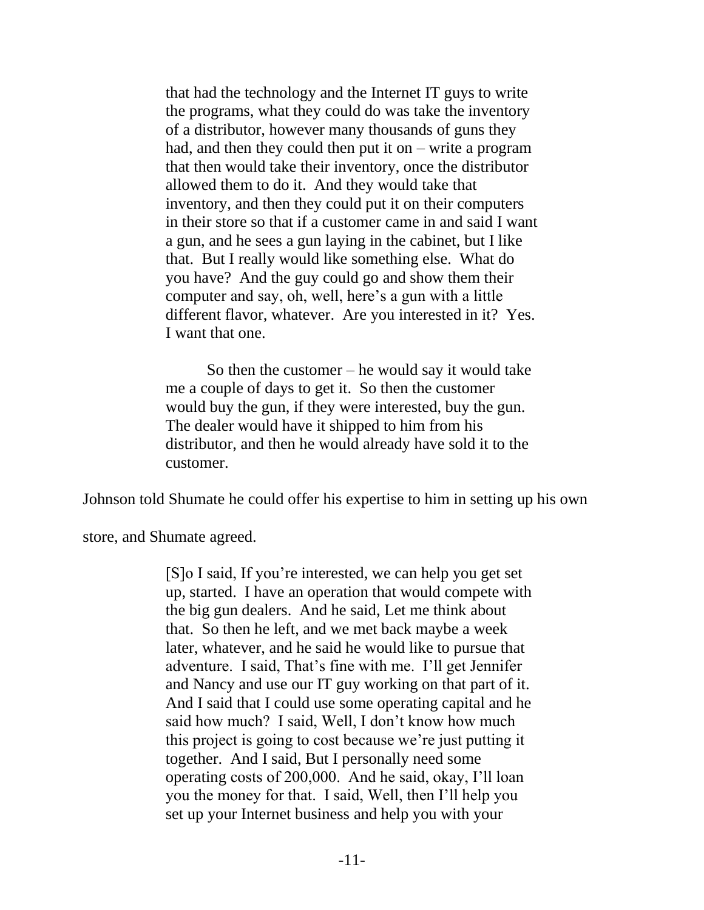> that had the technology and the Internet IT guys to write the programs, what they could do was take the inventory of a distributor, however many thousands of guns they had, and then they could then put it on – write a program that then would take their inventory, once the distributor allowed them to do it. And they would take that inventory, and then they could put it on their computers in their store so that if a customer came in and said I want a gun, and he sees a gun laying in the cabinet, but I like that. But I really would like something else. What do you have? And the guy could go and show them their computer and say, oh, well, here's a gun with a little different flavor, whatever. Are you interested in it? Yes. I want that one.
>
> So then the customer – he would say it would take me a couple of days to get it. So then the customer would buy the gun, if they were interested, buy the gun. The dealer would have it shipped to him from his distributor, and then he would already have sold it to the customer.

Johnson told Shumate he could offer his expertise to him in setting up his own store, and Shumate agreed.

> [S]o I said, If you're interested, we can help you get set up, started. I have an operation that would compete with the big gun dealers. And he said, Let me think about that. So then he left, and we met back maybe a week later, whatever, and he said he would like to pursue that adventure. I said, That's fine with me. I'll get Jennifer and Nancy and use our IT guy working on that part of it. And I said that I could use some operating capital and he said how much? I said, Well, I don't know how much this project is going to cost because we're just putting it together. And I said, But I personally need some operating costs of 200,000. And he said, okay, I'll loan you the money for that. I said, Well, then I'll help you set up your Internet business and help you with your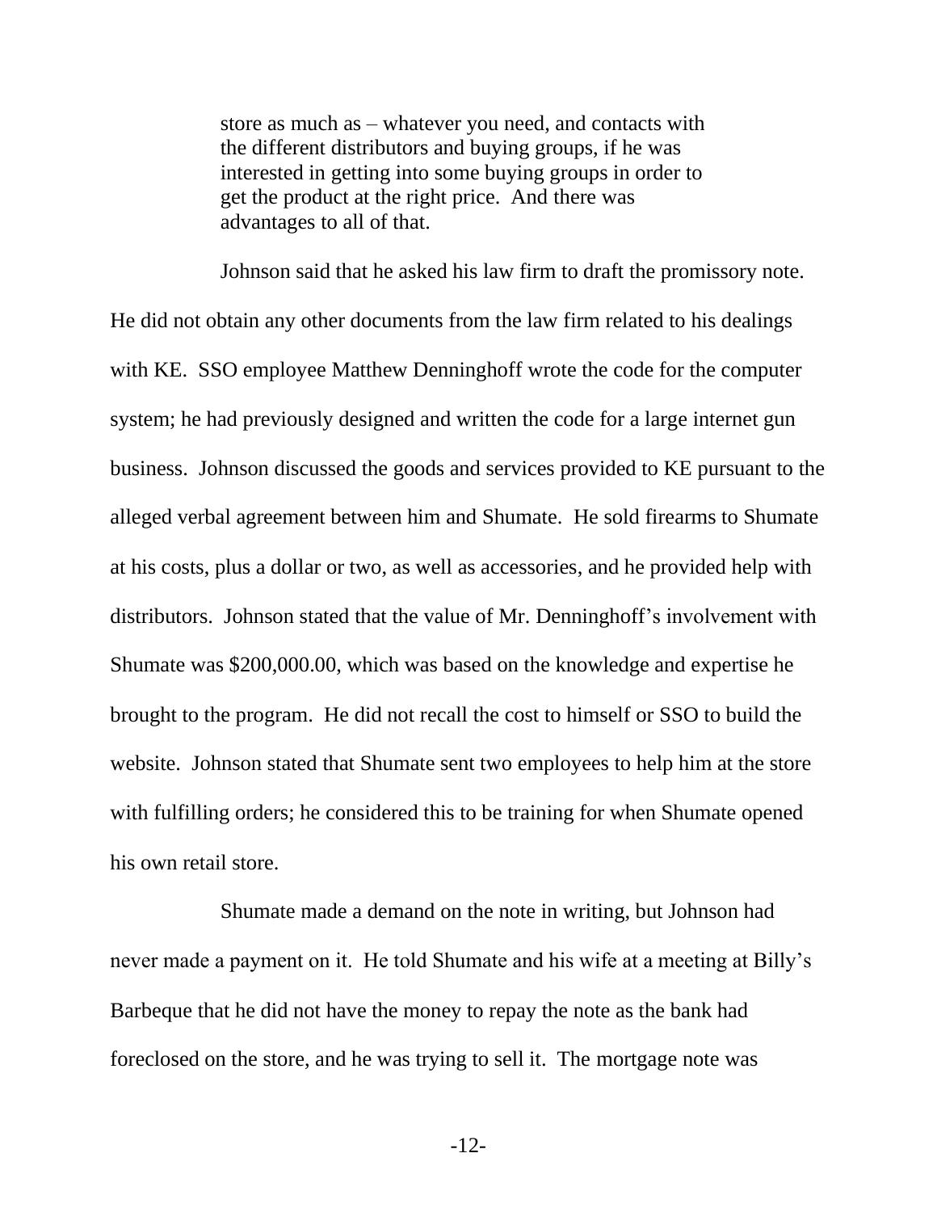> store as much as – whatever you need, and contacts with the different distributors and buying groups, if he was interested in getting into some buying groups in order to get the product at the right price. And there was advantages to all of that.

Johnson said that he asked his law firm to draft the promissory note. He did not obtain any other documents from the law firm related to his dealings with KE. SSO employee Matthew Denninghoff wrote the code for the computer system; he had previously designed and written the code for a large internet gun business. Johnson discussed the goods and services provided to KE pursuant to the alleged verbal agreement between him and Shumate. He sold firearms to Shumate at his costs, plus a dollar or two, as well as accessories, and he provided help with distributors. Johnson stated that the value of Mr. Denninghoff's involvement with Shumate was $200,000.00, which was based on the knowledge and expertise he brought to the program. He did not recall the cost to himself or SSO to build the website. Johnson stated that Shumate sent two employees to help him at the store with fulfilling orders; he considered this to be training for when Shumate opened his own retail store.

Shumate made a demand on the note in writing, but Johnson had never made a payment on it. He told Shumate and his wife at a meeting at Billy's Barbeque that he did not have the money to repay the note as the bank had foreclosed on the store, and he was trying to sell it. The mortgage note was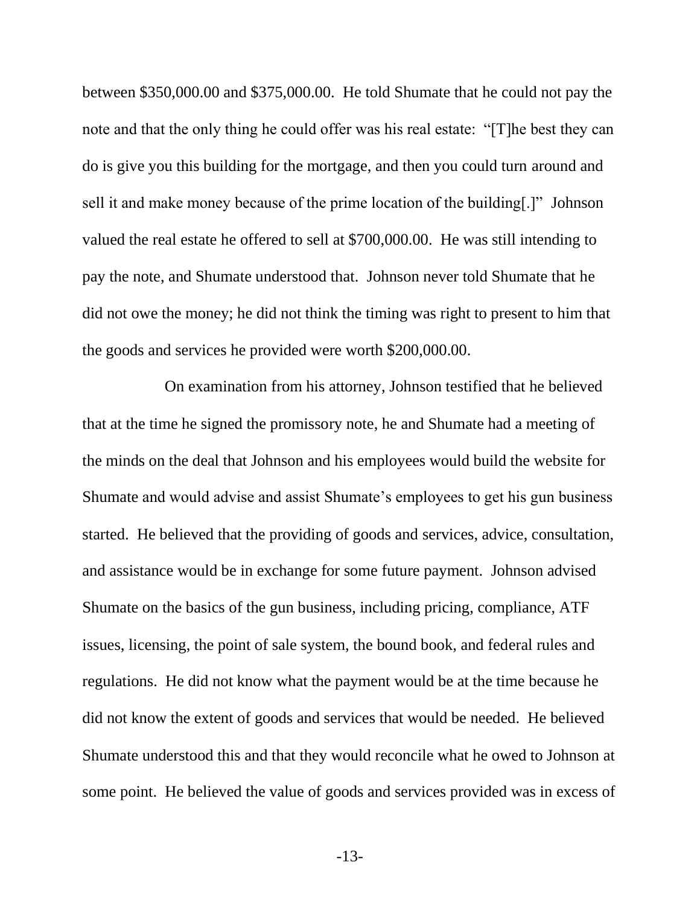between $350,000.00 and $375,000.00. He told Shumate that he could not pay the note and that the only thing he could offer was his real estate: "[T]he best they can do is give you this building for the mortgage, and then you could turn around and sell it and make money because of the prime location of the building[.]" Johnson valued the real estate he offered to sell at $700,000.00. He was still intending to pay the note, and Shumate understood that. Johnson never told Shumate that he did not owe the money; he did not think the timing was right to present to him that the goods and services he provided were worth $200,000.00.

On examination from his attorney, Johnson testified that he believed that at the time he signed the promissory note, he and Shumate had a meeting of the minds on the deal that Johnson and his employees would build the website for Shumate and would advise and assist Shumate's employees to get his gun business started. He believed that the providing of goods and services, advice, consultation, and assistance would be in exchange for some future payment. Johnson advised Shumate on the basics of the gun business, including pricing, compliance, ATF issues, licensing, the point of sale system, the bound book, and federal rules and regulations. He did not know what the payment would be at the time because he did not know the extent of goods and services that would be needed. He believed Shumate understood this and that they would reconcile what he owed to Johnson at some point. He believed the value of goods and services provided was in excess of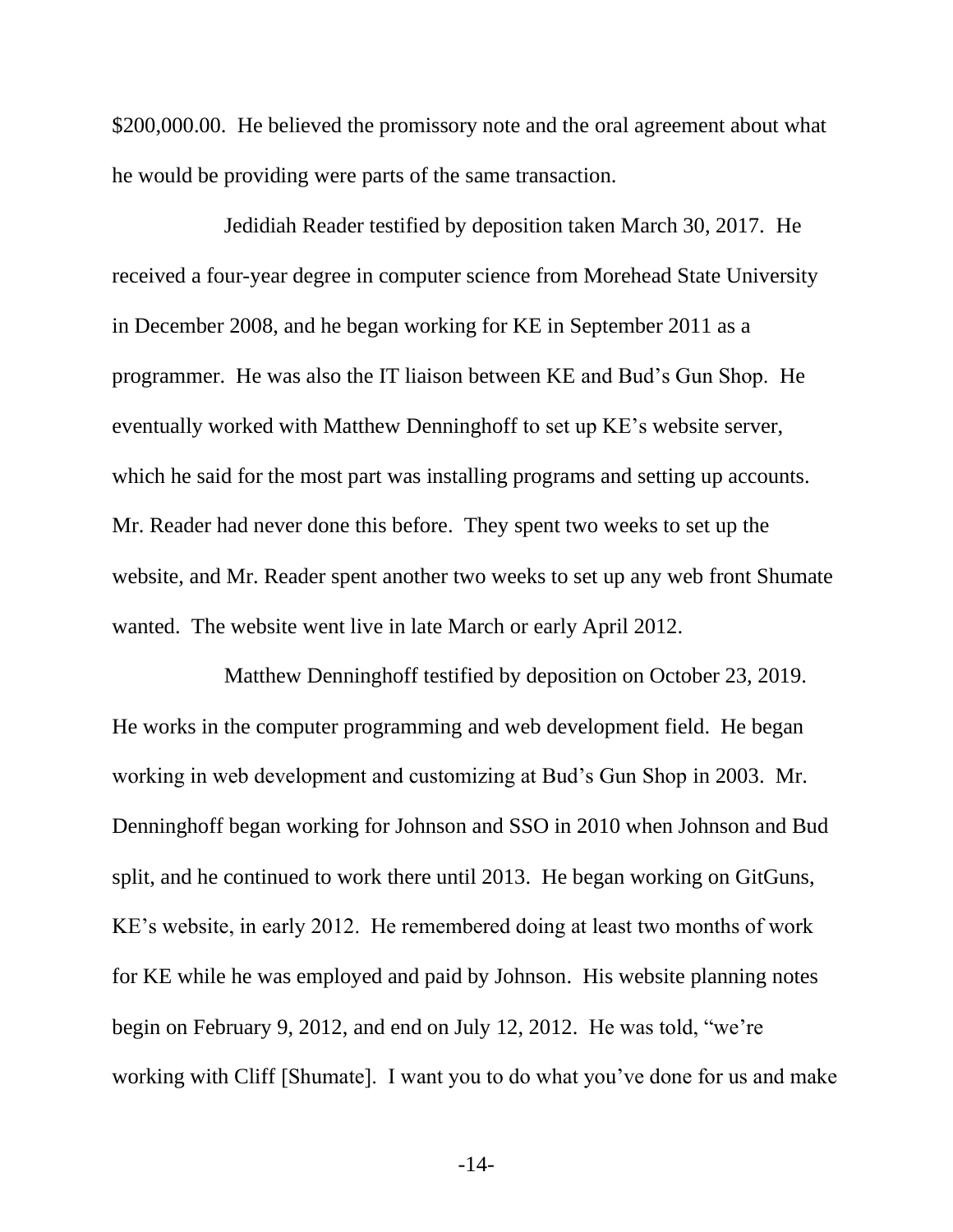$200,000.00. He believed the promissory note and the oral agreement about what he would be providing were parts of the same transaction.

Jedidiah Reader testified by deposition taken March 30, 2017. He received a four-year degree in computer science from Morehead State University in December 2008, and he began working for KE in September 2011 as a programmer. He was also the IT liaison between KE and Bud's Gun Shop. He eventually worked with Matthew Denninghoff to set up KE's website server, which he said for the most part was installing programs and setting up accounts. Mr. Reader had never done this before. They spent two weeks to set up the website, and Mr. Reader spent another two weeks to set up any web front Shumate wanted. The website went live in late March or early April 2012.

Matthew Denninghoff testified by deposition on October 23, 2019. He works in the computer programming and web development field. He began working in web development and customizing at Bud's Gun Shop in 2003. Mr. Denninghoff began working for Johnson and SSO in 2010 when Johnson and Bud split, and he continued to work there until 2013. He began working on GitGuns, KE's website, in early 2012. He remembered doing at least two months of work for KE while he was employed and paid by Johnson. His website planning notes begin on February 9, 2012, and end on July 12, 2012. He was told, "we're working with Cliff [Shumate]. I want you to do what you've done for us and make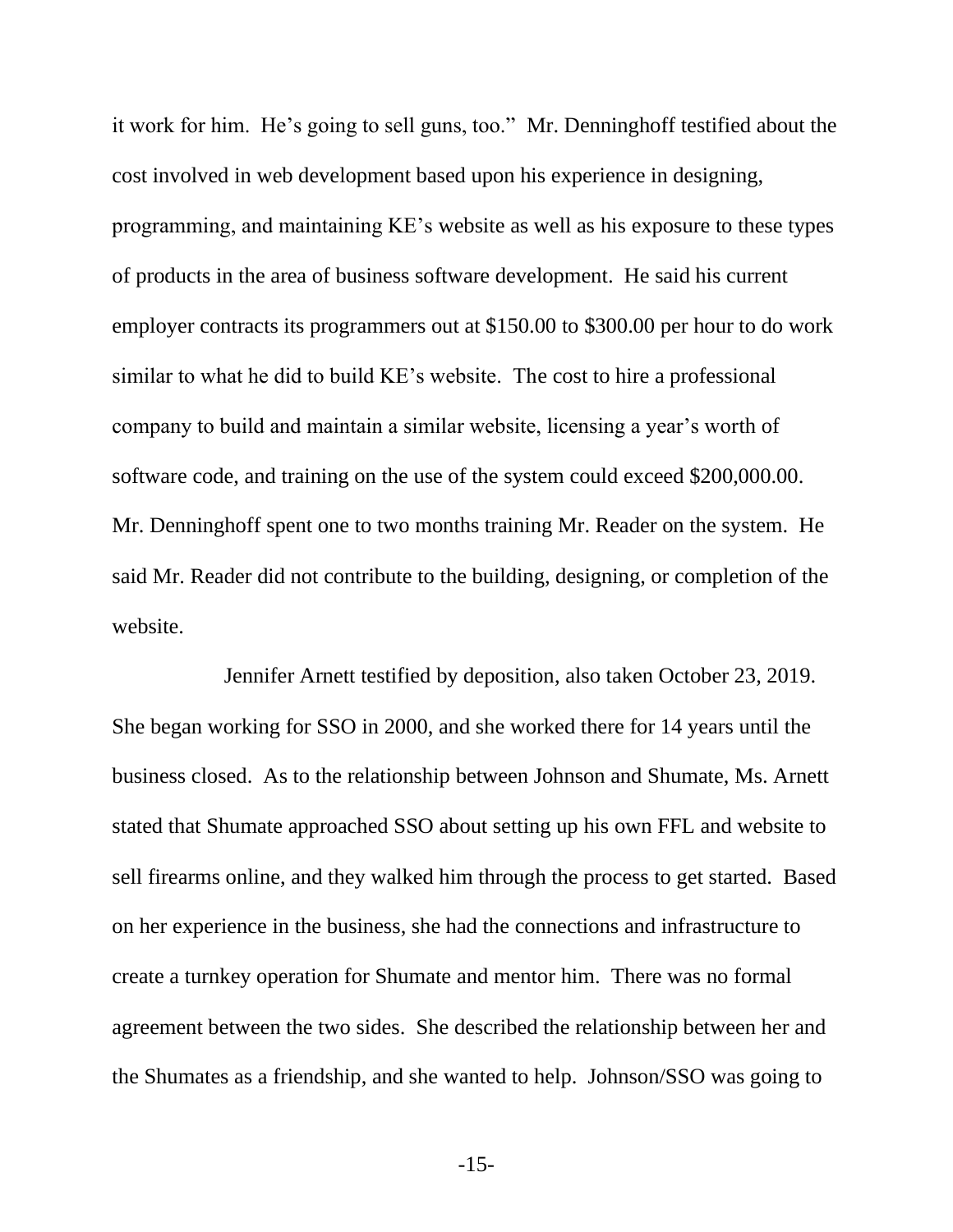it work for him. He's going to sell guns, too." Mr. Denninghoff testified about the cost involved in web development based upon his experience in designing, programming, and maintaining KE's website as well as his exposure to these types of products in the area of business software development. He said his current employer contracts its programmers out at $150.00 to $300.00 per hour to do work similar to what he did to build KE's website. The cost to hire a professional company to build and maintain a similar website, licensing a year's worth of software code, and training on the use of the system could exceed $200,000.00. Mr. Denninghoff spent one to two months training Mr. Reader on the system. He said Mr. Reader did not contribute to the building, designing, or completion of the website.

Jennifer Arnett testified by deposition, also taken October 23, 2019. She began working for SSO in 2000, and she worked there for 14 years until the business closed. As to the relationship between Johnson and Shumate, Ms. Arnett stated that Shumate approached SSO about setting up his own FFL and website to sell firearms online, and they walked him through the process to get started. Based on her experience in the business, she had the connections and infrastructure to create a turnkey operation for Shumate and mentor him. There was no formal agreement between the two sides. She described the relationship between her and the Shumates as a friendship, and she wanted to help. Johnson/SSO was going to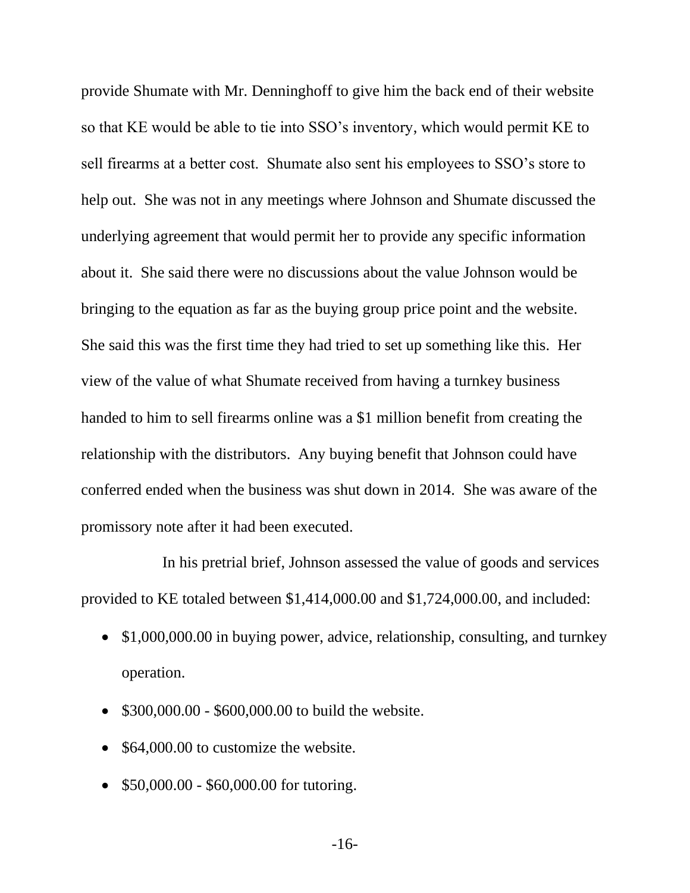provide Shumate with Mr. Denninghoff to give him the back end of their website so that KE would be able to tie into SSO's inventory, which would permit KE to sell firearms at a better cost. Shumate also sent his employees to SSO's store to help out. She was not in any meetings where Johnson and Shumate discussed the underlying agreement that would permit her to provide any specific information about it. She said there were no discussions about the value Johnson would be bringing to the equation as far as the buying group price point and the website. She said this was the first time they had tried to set up something like this. Her view of the value of what Shumate received from having a turnkey business handed to him to sell firearms online was a $1 million benefit from creating the relationship with the distributors. Any buying benefit that Johnson could have conferred ended when the business was shut down in 2014. She was aware of the promissory note after it had been executed.

In his pretrial brief, Johnson assessed the value of goods and services provided to KE totaled between $1,414,000.00 and $1,724,000.00, and included:

- $1,000,000.00 in buying power, advice, relationship, consulting, and turnkey operation.
- $300,000.00 - $600,000.00 to build the website.
- $64,000.00 to customize the website.
- $50,000.00 - $60,000.00 for tutoring.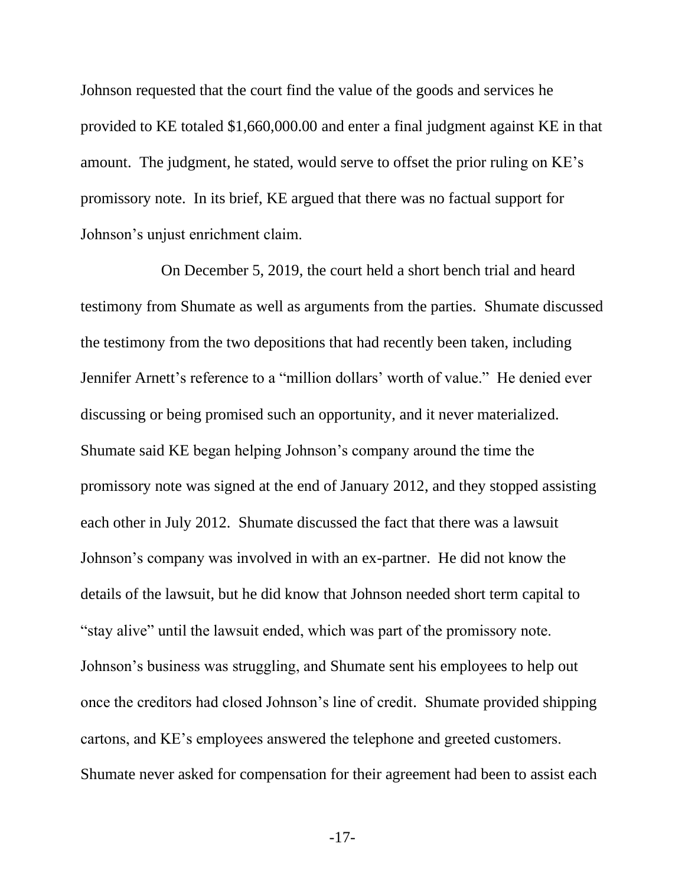Johnson requested that the court find the value of the goods and services he provided to KE totaled $1,660,000.00 and enter a final judgment against KE in that amount. The judgment, he stated, would serve to offset the prior ruling on KE's promissory note. In its brief, KE argued that there was no factual support for Johnson's unjust enrichment claim.

On December 5, 2019, the court held a short bench trial and heard testimony from Shumate as well as arguments from the parties. Shumate discussed the testimony from the two depositions that had recently been taken, including Jennifer Arnett's reference to a "million dollars' worth of value." He denied ever discussing or being promised such an opportunity, and it never materialized. Shumate said KE began helping Johnson's company around the time the promissory note was signed at the end of January 2012, and they stopped assisting each other in July 2012. Shumate discussed the fact that there was a lawsuit Johnson's company was involved in with an ex-partner. He did not know the details of the lawsuit, but he did know that Johnson needed short term capital to "stay alive" until the lawsuit ended, which was part of the promissory note. Johnson's business was struggling, and Shumate sent his employees to help out once the creditors had closed Johnson's line of credit. Shumate provided shipping cartons, and KE's employees answered the telephone and greeted customers. Shumate never asked for compensation for their agreement had been to assist each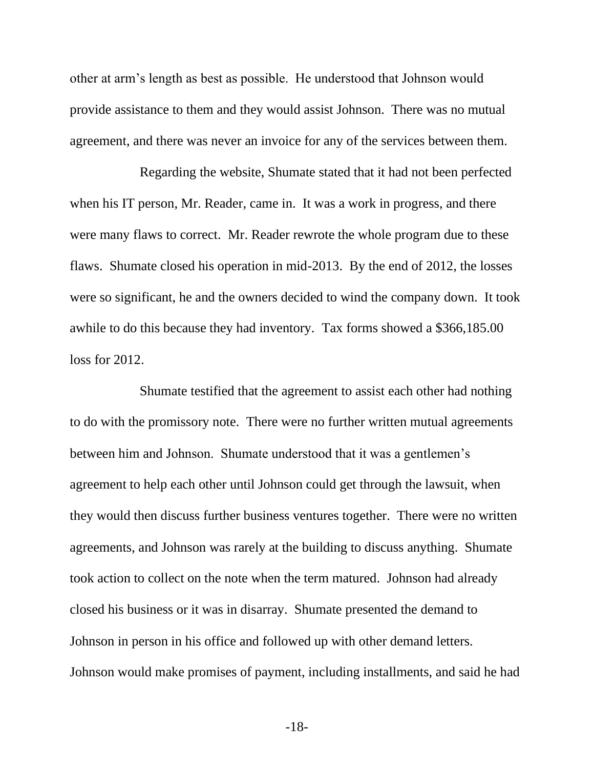other at arm's length as best as possible. He understood that Johnson would provide assistance to them and they would assist Johnson. There was no mutual agreement, and there was never an invoice for any of the services between them.

Regarding the website, Shumate stated that it had not been perfected when his IT person, Mr. Reader, came in. It was a work in progress, and there were many flaws to correct. Mr. Reader rewrote the whole program due to these flaws. Shumate closed his operation in mid-2013. By the end of 2012, the losses were so significant, he and the owners decided to wind the company down. It took awhile to do this because they had inventory. Tax forms showed a $366,185.00 loss for 2012.

Shumate testified that the agreement to assist each other had nothing to do with the promissory note. There were no further written mutual agreements between him and Johnson. Shumate understood that it was a gentlemen's agreement to help each other until Johnson could get through the lawsuit, when they would then discuss further business ventures together. There were no written agreements, and Johnson was rarely at the building to discuss anything. Shumate took action to collect on the note when the term matured. Johnson had already closed his business or it was in disarray. Shumate presented the demand to Johnson in person in his office and followed up with other demand letters. Johnson would make promises of payment, including installments, and said he had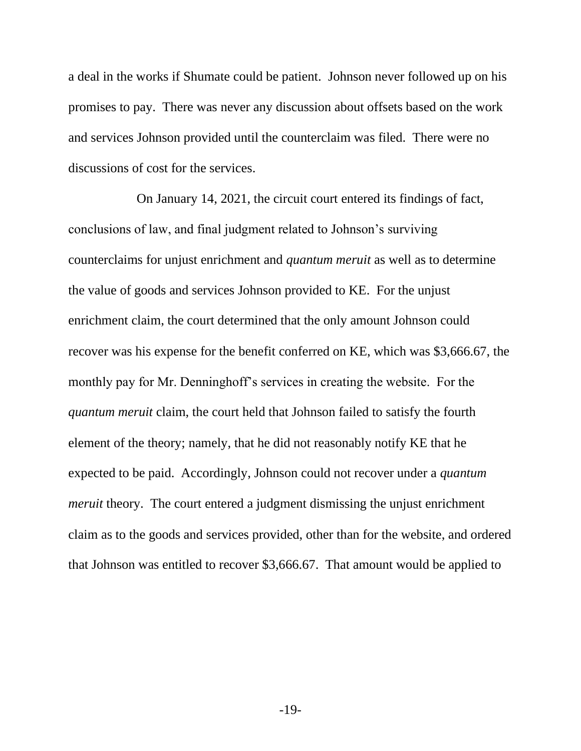a deal in the works if Shumate could be patient. Johnson never followed up on his promises to pay. There was never any discussion about offsets based on the work and services Johnson provided until the counterclaim was filed. There were no discussions of cost for the services.

On January 14, 2021, the circuit court entered its findings of fact, conclusions of law, and final judgment related to Johnson's surviving counterclaims for unjust enrichment and *quantum meruit* as well as to determine the value of goods and services Johnson provided to KE. For the unjust enrichment claim, the court determined that the only amount Johnson could recover was his expense for the benefit conferred on KE, which was $3,666.67, the monthly pay for Mr. Denninghoff's services in creating the website. For the *quantum meruit* claim, the court held that Johnson failed to satisfy the fourth element of the theory; namely, that he did not reasonably notify KE that he expected to be paid. Accordingly, Johnson could not recover under a *quantum meruit* theory. The court entered a judgment dismissing the unjust enrichment claim as to the goods and services provided, other than for the website, and ordered that Johnson was entitled to recover $3,666.67. That amount would be applied to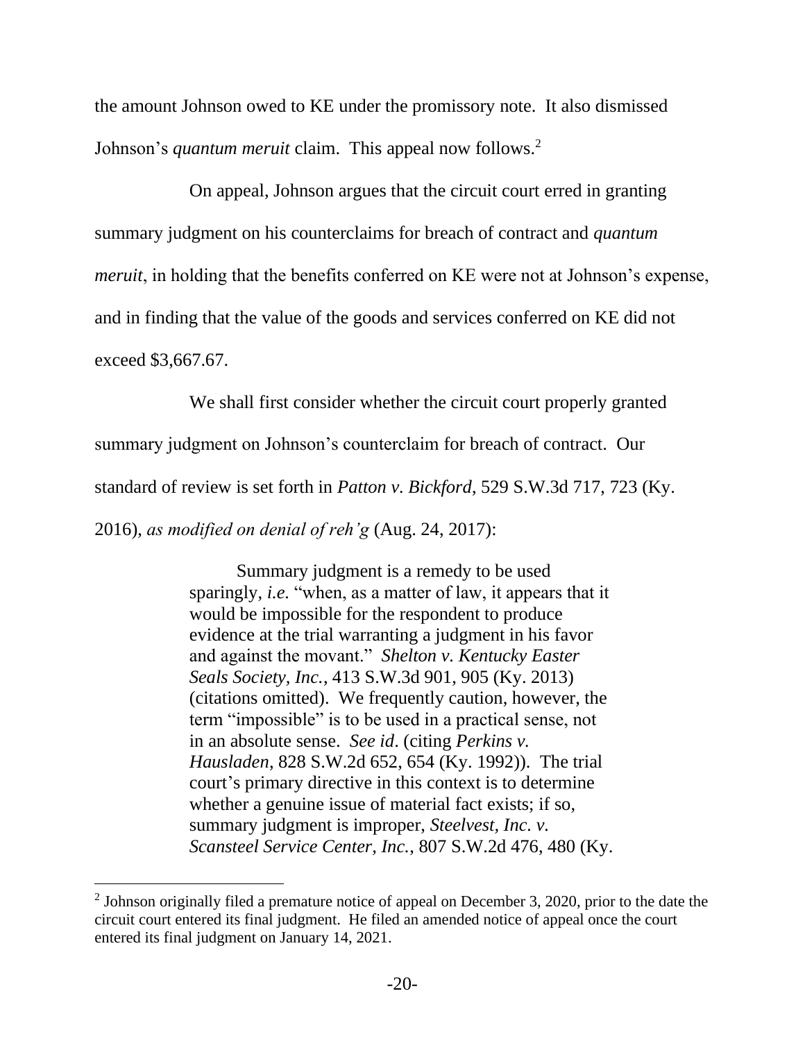the amount Johnson owed to KE under the promissory note. It also dismissed Johnson's *quantum meruit* claim. This appeal now follows.[2]

On appeal, Johnson argues that the circuit court erred in granting summary judgment on his counterclaims for breach of contract and *quantum meruit*, in holding that the benefits conferred on KE were not at Johnson's expense, and in finding that the value of the goods and services conferred on KE did not exceed $3,667.67.

We shall first consider whether the circuit court properly granted summary judgment on Johnson's counterclaim for breach of contract. Our standard of review is set forth in *Patton v. Bickford*, 529 S.W.3d 717, 723 (Ky. 2016), *as modified on denial of reh'g* (Aug. 24, 2017):

> Summary judgment is a remedy to be used sparingly, *i.e.* "when, as a matter of law, it appears that it would be impossible for the respondent to produce evidence at the trial warranting a judgment in his favor and against the movant." *Shelton v. Kentucky Easter Seals Society, Inc.*, 413 S.W.3d 901, 905 (Ky. 2013) (citations omitted). We frequently caution, however, the term "impossible" is to be used in a practical sense, not in an absolute sense. *See id*. (citing *Perkins v. Hausladen*, 828 S.W.2d 652, 654 (Ky. 1992)). The trial court's primary directive in this context is to determine whether a genuine issue of material fact exists; if so, summary judgment is improper, *Steelvest, Inc. v. Scansteel Service Center, Inc.*, 807 S.W.2d 476, 480 (Ky.

[2] Johnson originally filed a premature notice of appeal on December 3, 2020, prior to the date the circuit court entered its final judgment. He filed an amended notice of appeal once the court entered its final judgment on January 14, 2021.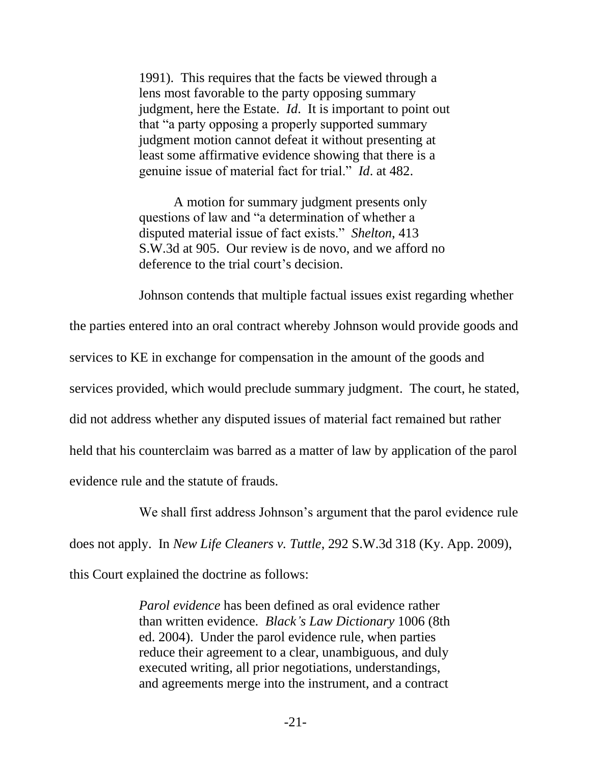> 1991). This requires that the facts be viewed through a lens most favorable to the party opposing summary judgment, here the Estate. *Id*. It is important to point out that "a party opposing a properly supported summary judgment motion cannot defeat it without presenting at least some affirmative evidence showing that there is a genuine issue of material fact for trial." *Id*. at 482.
>
> A motion for summary judgment presents only questions of law and "a determination of whether a disputed material issue of fact exists." *Shelton*, 413 S.W.3d at 905. Our review is de novo, and we afford no deference to the trial court's decision.

Johnson contends that multiple factual issues exist regarding whether the parties entered into an oral contract whereby Johnson would provide goods and services to KE in exchange for compensation in the amount of the goods and services provided, which would preclude summary judgment. The court, he stated, did not address whether any disputed issues of material fact remained but rather held that his counterclaim was barred as a matter of law by application of the parol evidence rule and the statute of frauds.

We shall first address Johnson's argument that the parol evidence rule does not apply. In *New Life Cleaners v. Tuttle*, 292 S.W.3d 318 (Ky. App. 2009), this Court explained the doctrine as follows:

> *Parol evidence* has been defined as oral evidence rather than written evidence. *Black's Law Dictionary* 1006 (8th ed. 2004). Under the parol evidence rule, when parties reduce their agreement to a clear, unambiguous, and duly executed writing, all prior negotiations, understandings, and agreements merge into the instrument, and a contract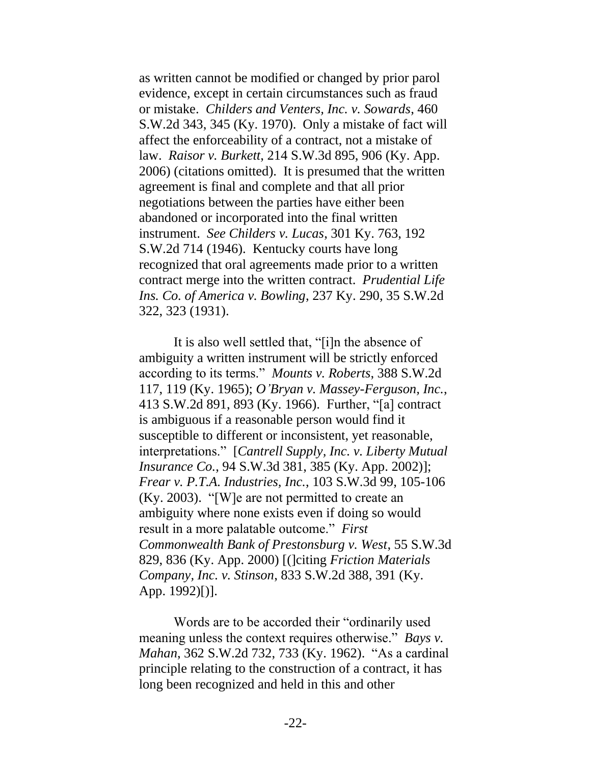as written cannot be modified or changed by prior parol evidence, except in certain circumstances such as fraud or mistake. *Childers and Venters, Inc. v. Sowards*, 460 S.W.2d 343, 345 (Ky. 1970). Only a mistake of fact will affect the enforceability of a contract, not a mistake of law. *Raisor v. Burkett*, 214 S.W.3d 895, 906 (Ky. App. 2006) (citations omitted). It is presumed that the written agreement is final and complete and that all prior negotiations between the parties have either been abandoned or incorporated into the final written instrument. *See Childers v. Lucas*, 301 Ky. 763, 192 S.W.2d 714 (1946). Kentucky courts have long recognized that oral agreements made prior to a written contract merge into the written contract. *Prudential Life Ins. Co. of America v. Bowling*, 237 Ky. 290, 35 S.W.2d 322, 323 (1931).

It is also well settled that, "[i]n the absence of ambiguity a written instrument will be strictly enforced according to its terms." *Mounts v. Roberts*, 388 S.W.2d 117, 119 (Ky. 1965); *O'Bryan v. Massey-Ferguson, Inc.*, 413 S.W.2d 891, 893 (Ky. 1966). Further, "[a] contract is ambiguous if a reasonable person would find it susceptible to different or inconsistent, yet reasonable, interpretations." [*Cantrell Supply, Inc. v. Liberty Mutual Insurance Co.*, 94 S.W.3d 381, 385 (Ky. App. 2002)]; *Frear v. P.T.A. Industries, Inc.*, 103 S.W.3d 99, 105-106 (Ky. 2003). "[W]e are not permitted to create an ambiguity where none exists even if doing so would result in a more palatable outcome." *First Commonwealth Bank of Prestonsburg v. West*, 55 S.W.3d 829, 836 (Ky. App. 2000) [(]citing *Friction Materials Company, Inc. v. Stinson*, 833 S.W.2d 388, 391 (Ky. App. 1992)[)].

Words are to be accorded their "ordinarily used meaning unless the context requires otherwise." *Bays v. Mahan*, 362 S.W.2d 732, 733 (Ky. 1962). "As a cardinal principle relating to the construction of a contract, it has long been recognized and held in this and other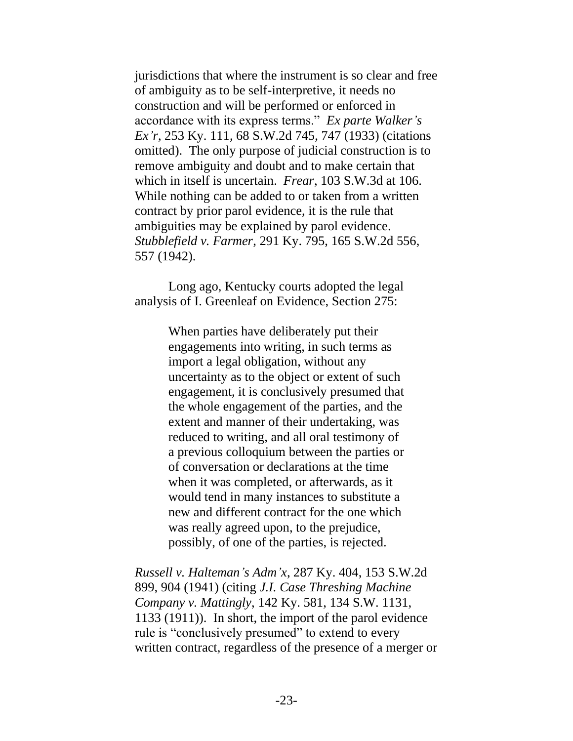jurisdictions that where the instrument is so clear and free of ambiguity as to be self-interpretive, it needs no construction and will be performed or enforced in accordance with its express terms." *Ex parte Walker's Ex'r*, 253 Ky. 111, 68 S.W.2d 745, 747 (1933) (citations omitted). The only purpose of judicial construction is to remove ambiguity and doubt and to make certain that which in itself is uncertain. *Frear*, 103 S.W.3d at 106. While nothing can be added to or taken from a written contract by prior parol evidence, it is the rule that ambiguities may be explained by parol evidence. *Stubblefield v. Farmer*, 291 Ky. 795, 165 S.W.2d 556, 557 (1942).

Long ago, Kentucky courts adopted the legal analysis of I. Greenleaf on Evidence, Section 275:

> When parties have deliberately put their engagements into writing, in such terms as import a legal obligation, without any uncertainty as to the object or extent of such engagement, it is conclusively presumed that the whole engagement of the parties, and the extent and manner of their undertaking, was reduced to writing, and all oral testimony of a previous colloquium between the parties or of conversation or declarations at the time when it was completed, or afterwards, as it would tend in many instances to substitute a new and different contract for the one which was really agreed upon, to the prejudice, possibly, of one of the parties, is rejected.

*Russell v. Halteman's Adm'x*, 287 Ky. 404, 153 S.W.2d 899, 904 (1941) (citing *J.I. Case Threshing Machine Company v. Mattingly*, 142 Ky. 581, 134 S.W. 1131, 1133 (1911)). In short, the import of the parol evidence rule is "conclusively presumed" to extend to every written contract, regardless of the presence of a merger or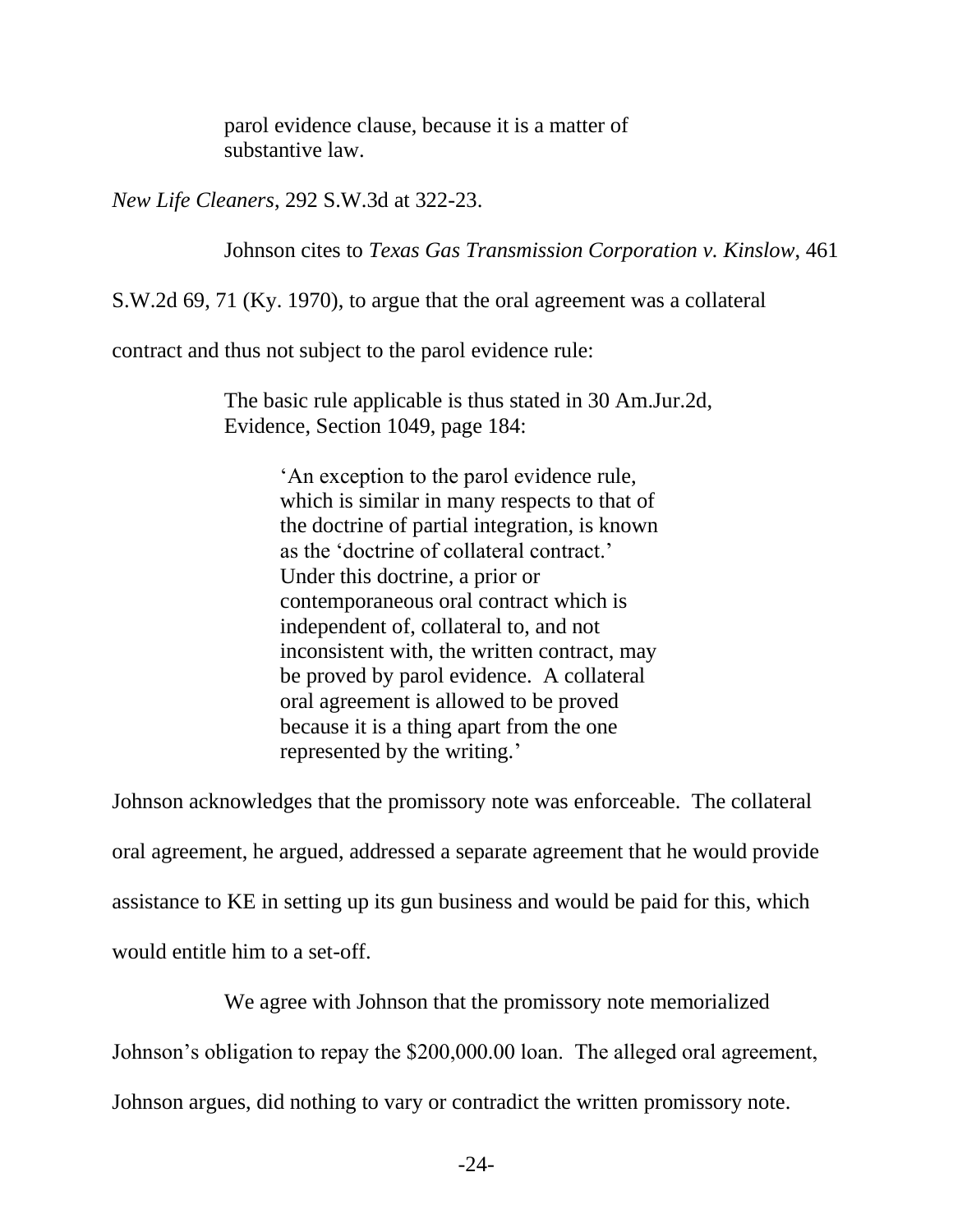> parol evidence clause, because it is a matter of substantive law.

*New Life Cleaners*, 292 S.W.3d at 322-23.

Johnson cites to *Texas Gas Transmission Corporation v. Kinslow*, 461 S.W.2d 69, 71 (Ky. 1970), to argue that the oral agreement was a collateral contract and thus not subject to the parol evidence rule:

> The basic rule applicable is thus stated in 30 Am.Jur.2d, Evidence, Section 1049, page 184:
>
> > 'An exception to the parol evidence rule, which is similar in many respects to that of the doctrine of partial integration, is known as the 'doctrine of collateral contract.' Under this doctrine, a prior or contemporaneous oral contract which is independent of, collateral to, and not inconsistent with, the written contract, may be proved by parol evidence. A collateral oral agreement is allowed to be proved because it is a thing apart from the one represented by the writing.'

Johnson acknowledges that the promissory note was enforceable. The collateral oral agreement, he argued, addressed a separate agreement that he would provide assistance to KE in setting up its gun business and would be paid for this, which would entitle him to a set-off.

We agree with Johnson that the promissory note memorialized Johnson's obligation to repay the $200,000.00 loan. The alleged oral agreement, Johnson argues, did nothing to vary or contradict the written promissory note.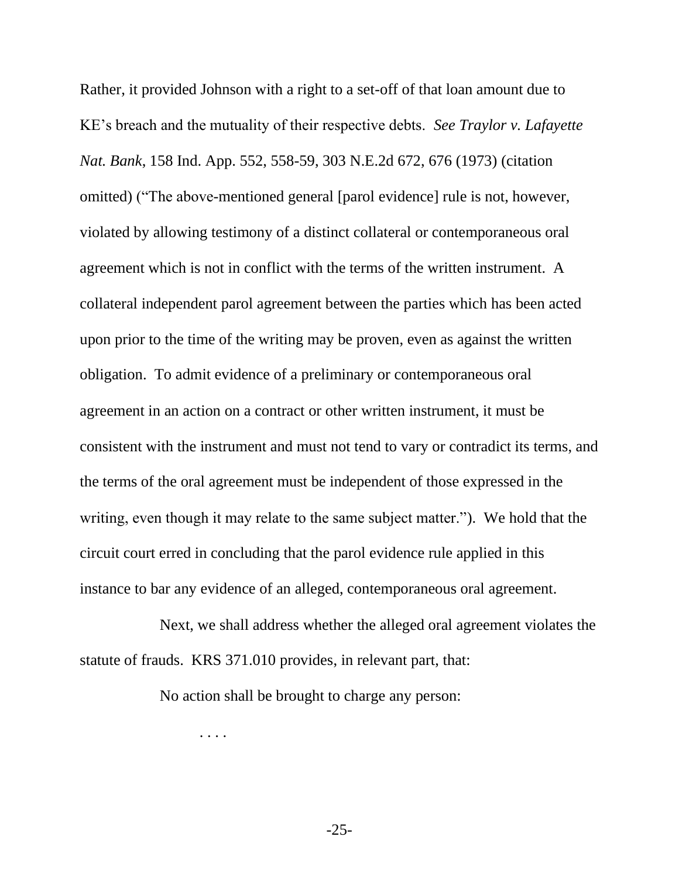Rather, it provided Johnson with a right to a set-off of that loan amount due to KE's breach and the mutuality of their respective debts. *See Traylor v. Lafayette Nat. Bank*, 158 Ind. App. 552, 558-59, 303 N.E.2d 672, 676 (1973) (citation omitted) ("The above-mentioned general [parol evidence] rule is not, however, violated by allowing testimony of a distinct collateral or contemporaneous oral agreement which is not in conflict with the terms of the written instrument. A collateral independent parol agreement between the parties which has been acted upon prior to the time of the writing may be proven, even as against the written obligation. To admit evidence of a preliminary or contemporaneous oral agreement in an action on a contract or other written instrument, it must be consistent with the instrument and must not tend to vary or contradict its terms, and the terms of the oral agreement must be independent of those expressed in the writing, even though it may relate to the same subject matter."). We hold that the circuit court erred in concluding that the parol evidence rule applied in this instance to bar any evidence of an alleged, contemporaneous oral agreement.

Next, we shall address whether the alleged oral agreement violates the statute of frauds. KRS 371.010 provides, in relevant part, that:

> No action shall be brought to charge any person:
>
> . . . .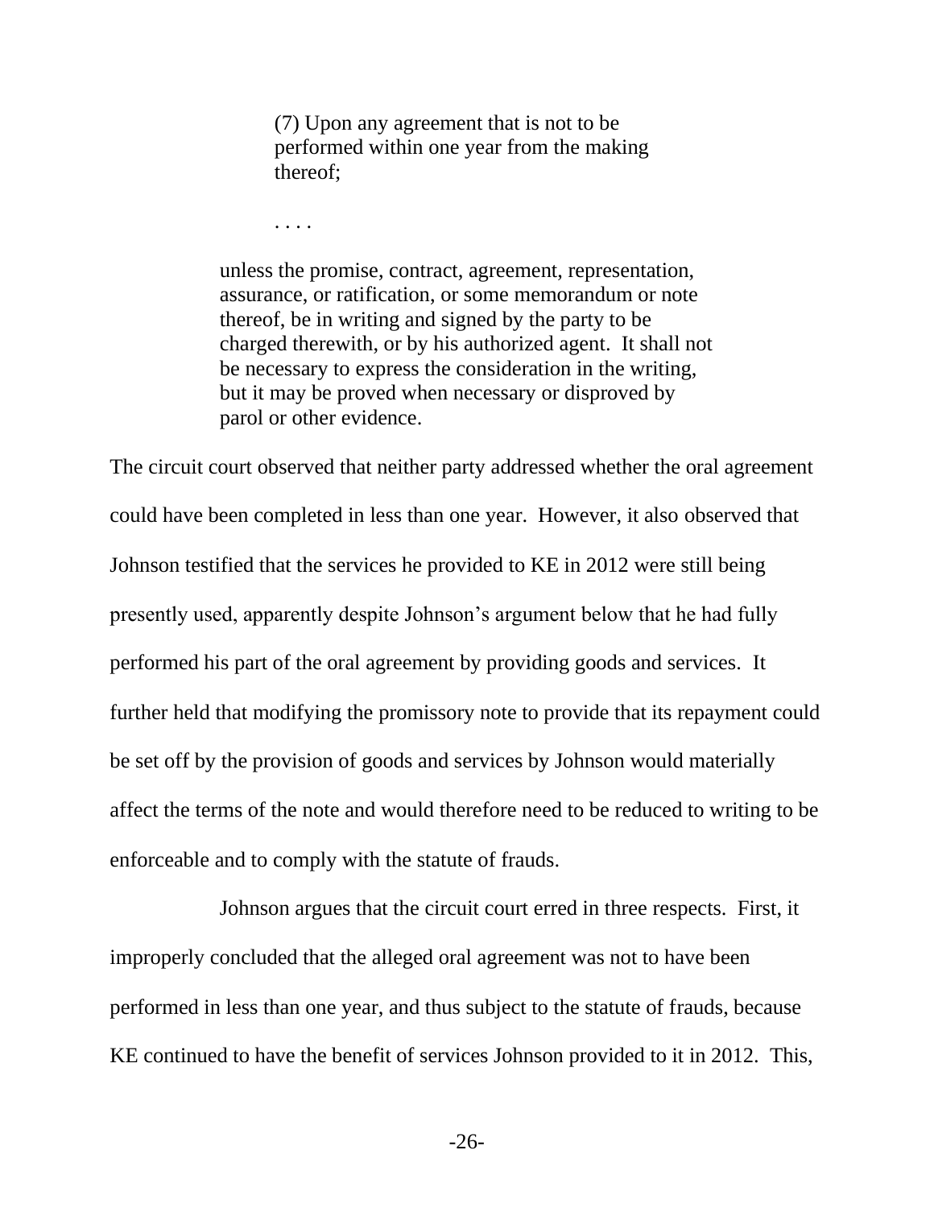> (7) Upon any agreement that is not to be performed within one year from the making thereof;
>
> . . . .
>
> unless the promise, contract, agreement, representation, assurance, or ratification, or some memorandum or note thereof, be in writing and signed by the party to be charged therewith, or by his authorized agent. It shall not be necessary to express the consideration in the writing, but it may be proved when necessary or disproved by parol or other evidence.

The circuit court observed that neither party addressed whether the oral agreement could have been completed in less than one year. However, it also observed that Johnson testified that the services he provided to KE in 2012 were still being presently used, apparently despite Johnson's argument below that he had fully performed his part of the oral agreement by providing goods and services. It further held that modifying the promissory note to provide that its repayment could be set off by the provision of goods and services by Johnson would materially affect the terms of the note and would therefore need to be reduced to writing to be enforceable and to comply with the statute of frauds.

Johnson argues that the circuit court erred in three respects. First, it improperly concluded that the alleged oral agreement was not to have been performed in less than one year, and thus subject to the statute of frauds, because KE continued to have the benefit of services Johnson provided to it in 2012. This,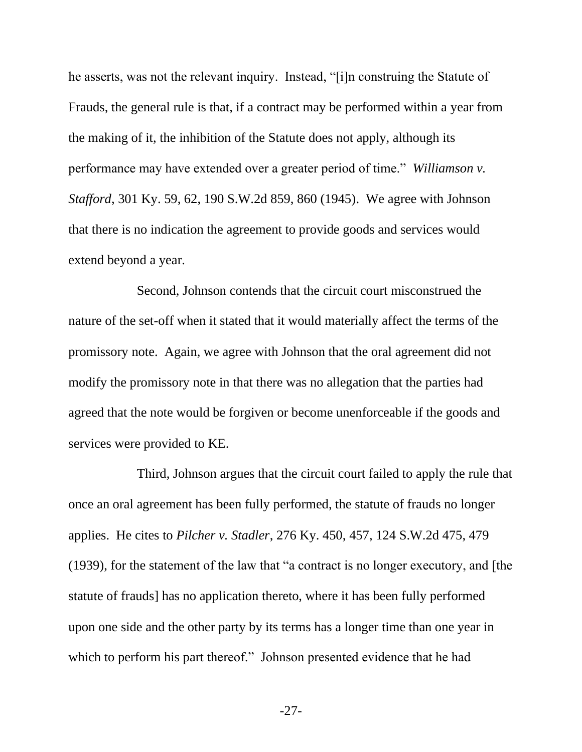he asserts, was not the relevant inquiry. Instead, "[i]n construing the Statute of Frauds, the general rule is that, if a contract may be performed within a year from the making of it, the inhibition of the Statute does not apply, although its performance may have extended over a greater period of time." *Williamson v. Stafford*, 301 Ky. 59, 62, 190 S.W.2d 859, 860 (1945). We agree with Johnson that there is no indication the agreement to provide goods and services would extend beyond a year.

Second, Johnson contends that the circuit court misconstrued the nature of the set-off when it stated that it would materially affect the terms of the promissory note. Again, we agree with Johnson that the oral agreement did not modify the promissory note in that there was no allegation that the parties had agreed that the note would be forgiven or become unenforceable if the goods and services were provided to KE.

Third, Johnson argues that the circuit court failed to apply the rule that once an oral agreement has been fully performed, the statute of frauds no longer applies. He cites to *Pilcher v. Stadler*, 276 Ky. 450, 457, 124 S.W.2d 475, 479 (1939), for the statement of the law that "a contract is no longer executory, and [the statute of frauds] has no application thereto, where it has been fully performed upon one side and the other party by its terms has a longer time than one year in which to perform his part thereof." Johnson presented evidence that he had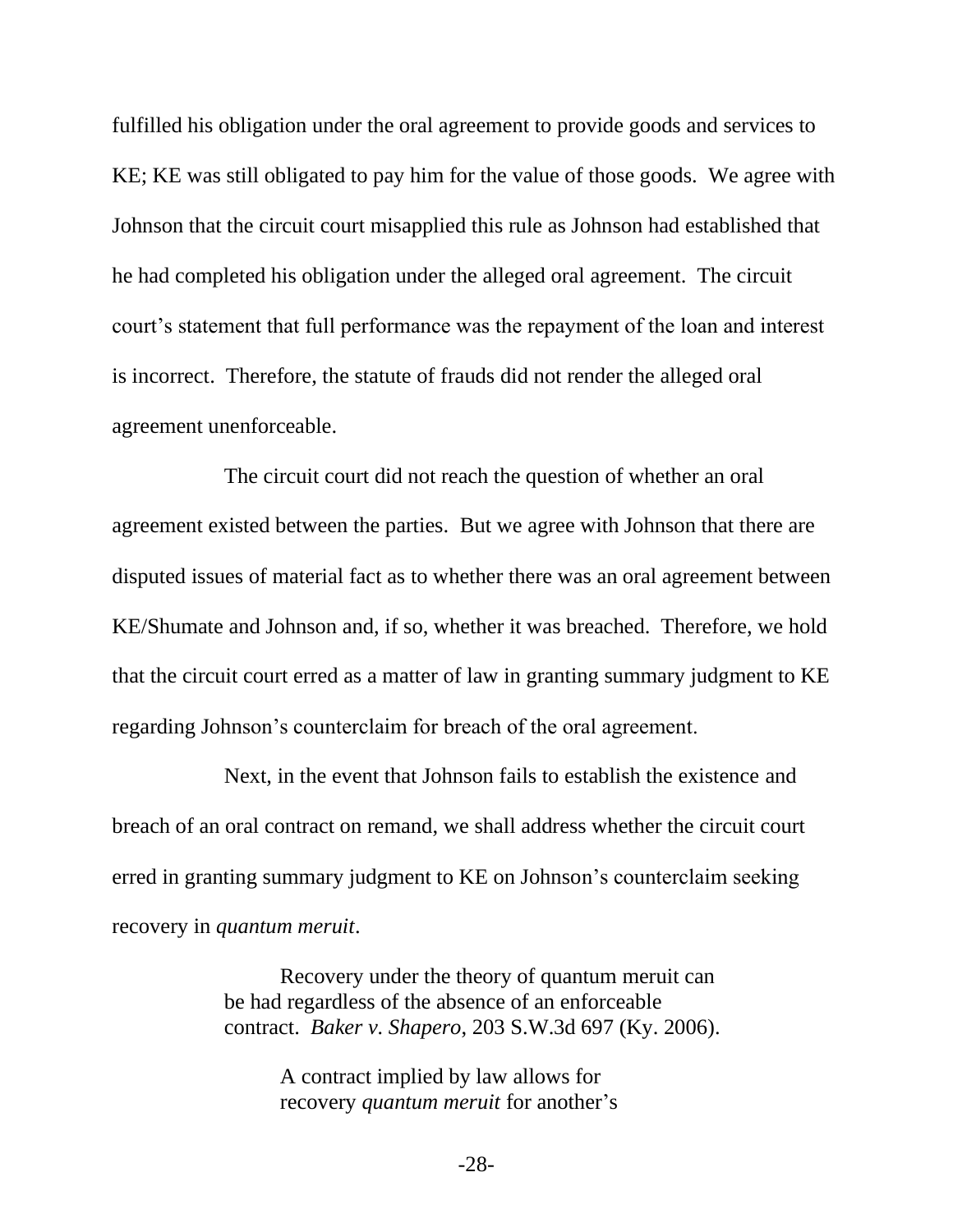fulfilled his obligation under the oral agreement to provide goods and services to KE; KE was still obligated to pay him for the value of those goods. We agree with Johnson that the circuit court misapplied this rule as Johnson had established that he had completed his obligation under the alleged oral agreement. The circuit court's statement that full performance was the repayment of the loan and interest is incorrect. Therefore, the statute of frauds did not render the alleged oral agreement unenforceable.

The circuit court did not reach the question of whether an oral agreement existed between the parties. But we agree with Johnson that there are disputed issues of material fact as to whether there was an oral agreement between KE/Shumate and Johnson and, if so, whether it was breached. Therefore, we hold that the circuit court erred as a matter of law in granting summary judgment to KE regarding Johnson's counterclaim for breach of the oral agreement.

Next, in the event that Johnson fails to establish the existence and breach of an oral contract on remand, we shall address whether the circuit court erred in granting summary judgment to KE on Johnson's counterclaim seeking recovery in *quantum meruit*.

> Recovery under the theory of quantum meruit can be had regardless of the absence of an enforceable contract. *Baker v. Shapero*, 203 S.W.3d 697 (Ky. 2006).
>
> > A contract implied by law allows for recovery *quantum meruit* for another's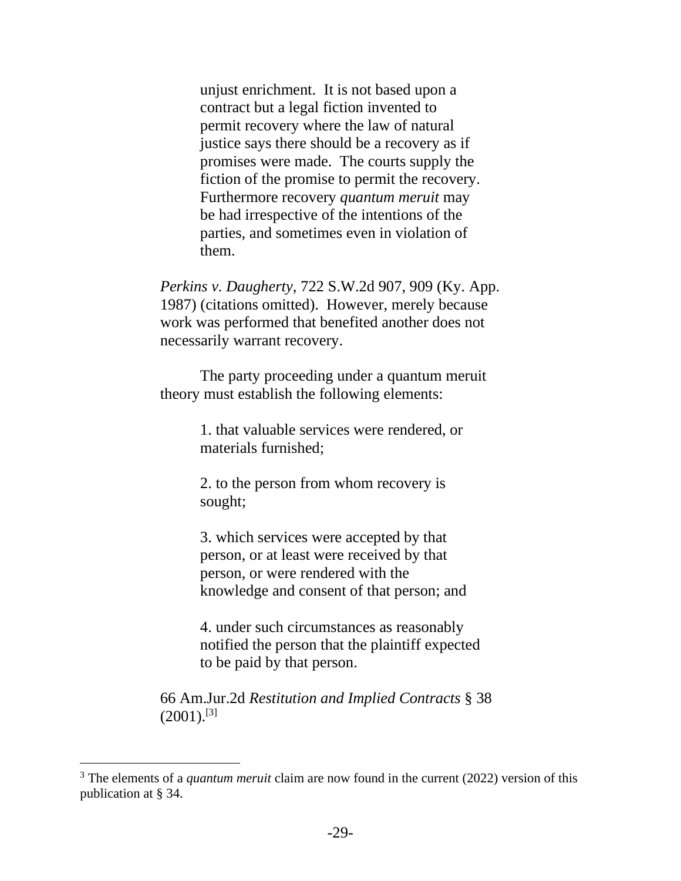> unjust enrichment. It is not based upon a contract but a legal fiction invented to permit recovery where the law of natural justice says there should be a recovery as if promises were made. The courts supply the fiction of the promise to permit the recovery. Furthermore recovery *quantum meruit* may be had irrespective of the intentions of the parties, and sometimes even in violation of them.

*Perkins v. Daugherty*, 722 S.W.2d 907, 909 (Ky. App. 1987) (citations omitted). However, merely because work was performed that benefited another does not necessarily warrant recovery.

The party proceeding under a quantum meruit theory must establish the following elements:

> 1. that valuable services were rendered, or materials furnished;
>
> 2. to the person from whom recovery is sought;
>
> 3. which services were accepted by that person, or at least were received by that person, or were rendered with the knowledge and consent of that person; and
>
> 4. under such circumstances as reasonably notified the person that the plaintiff expected to be paid by that person.

66 Am.Jur.2d *Restitution and Implied Contracts* § 38 (2001).[3]

---

[3] The elements of a *quantum meruit* claim are now found in the current (2022) version of this publication at § 34.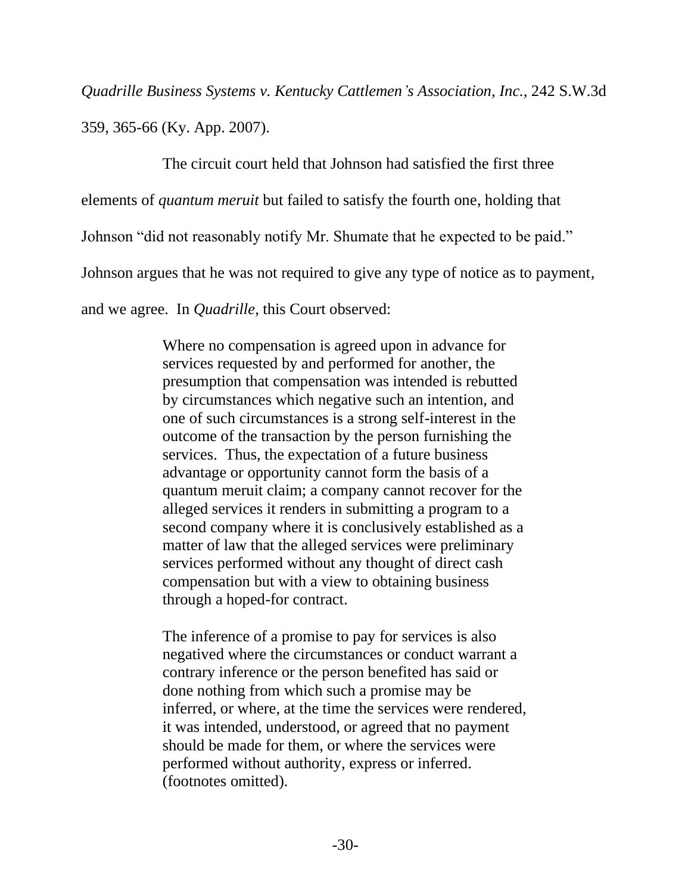*Quadrille Business Systems v. Kentucky Cattlemen's Association, Inc.*, 242 S.W.3d 359, 365-66 (Ky. App. 2007).

The circuit court held that Johnson had satisfied the first three elements of *quantum meruit* but failed to satisfy the fourth one, holding that Johnson "did not reasonably notify Mr. Shumate that he expected to be paid." Johnson argues that he was not required to give any type of notice as to payment, and we agree. In *Quadrille*, this Court observed:

> Where no compensation is agreed upon in advance for services requested by and performed for another, the presumption that compensation was intended is rebutted by circumstances which negative such an intention, and one of such circumstances is a strong self-interest in the outcome of the transaction by the person furnishing the services. Thus, the expectation of a future business advantage or opportunity cannot form the basis of a quantum meruit claim; a company cannot recover for the alleged services it renders in submitting a program to a second company where it is conclusively established as a matter of law that the alleged services were preliminary services performed without any thought of direct cash compensation but with a view to obtaining business through a hoped-for contract.
>
> The inference of a promise to pay for services is also negatived where the circumstances or conduct warrant a contrary inference or the person benefited has said or done nothing from which such a promise may be inferred, or where, at the time the services were rendered, it was intended, understood, or agreed that no payment should be made for them, or where the services were performed without authority, express or inferred. (footnotes omitted).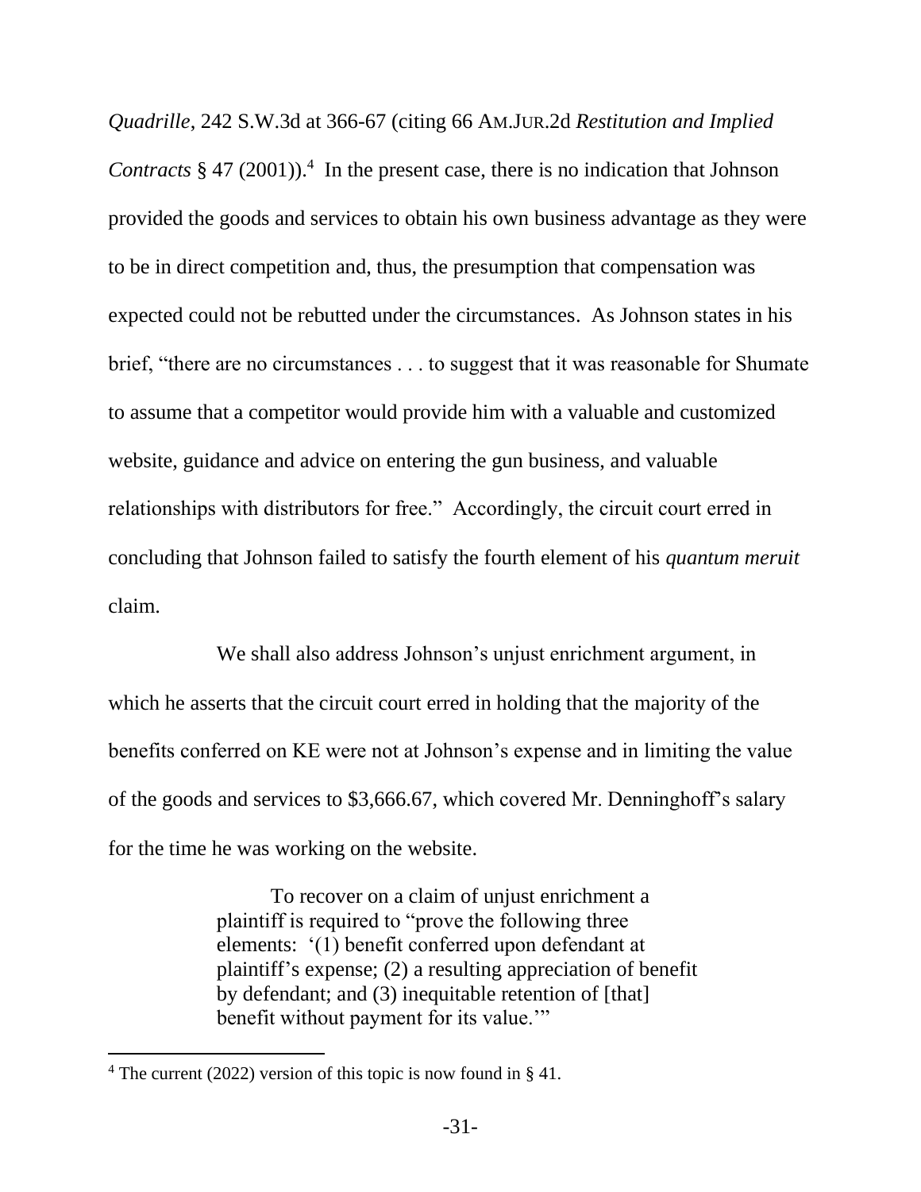*Quadrille*, 242 S.W.3d at 366-67 (citing 66 AM.JUR.2d *Restitution and Implied Contracts* § 47 (2001)).[4] In the present case, there is no indication that Johnson provided the goods and services to obtain his own business advantage as they were to be in direct competition and, thus, the presumption that compensation was expected could not be rebutted under the circumstances. As Johnson states in his brief, "there are no circumstances . . . to suggest that it was reasonable for Shumate to assume that a competitor would provide him with a valuable and customized website, guidance and advice on entering the gun business, and valuable relationships with distributors for free." Accordingly, the circuit court erred in concluding that Johnson failed to satisfy the fourth element of his *quantum meruit* claim.

We shall also address Johnson's unjust enrichment argument, in which he asserts that the circuit court erred in holding that the majority of the benefits conferred on KE were not at Johnson's expense and in limiting the value of the goods and services to $3,666.67, which covered Mr. Denninghoff's salary for the time he was working on the website.

> To recover on a claim of unjust enrichment a plaintiff is required to "prove the following three elements: '(1) benefit conferred upon defendant at plaintiff's expense; (2) a resulting appreciation of benefit by defendant; and (3) inequitable retention of [that] benefit without payment for its value.'"

[4] The current (2022) version of this topic is now found in § 41.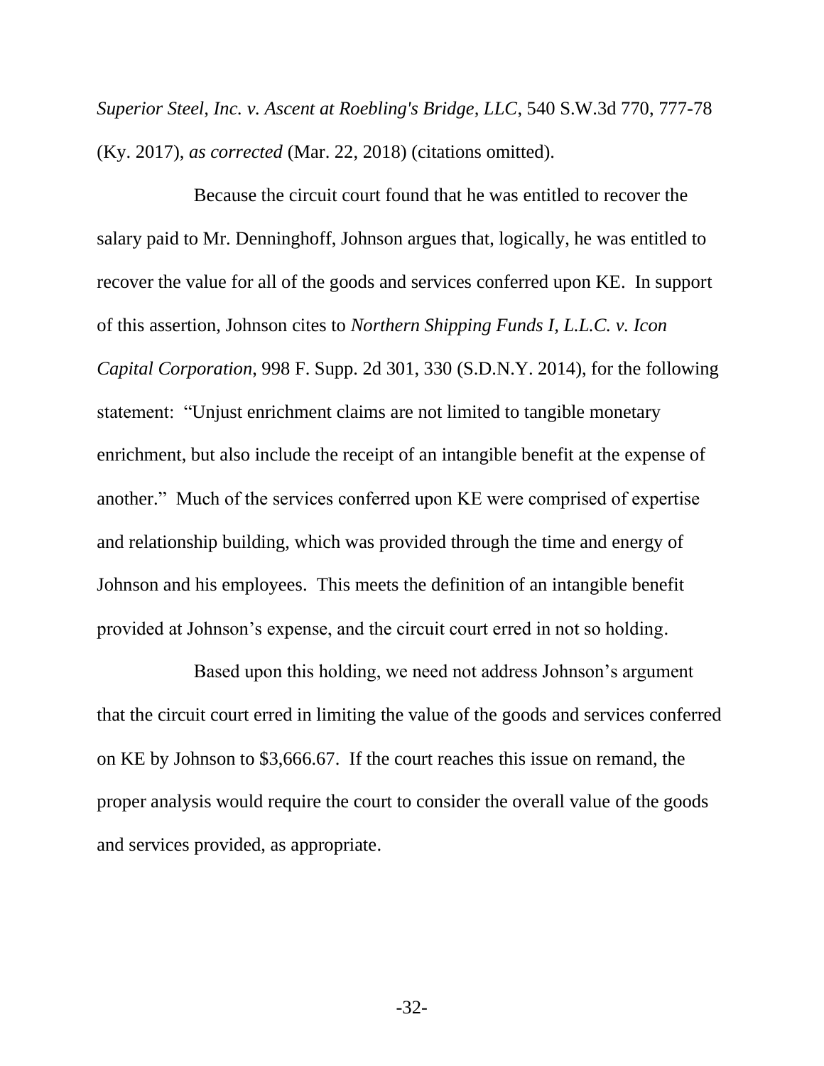*Superior Steel, Inc. v. Ascent at Roebling's Bridge, LLC*, 540 S.W.3d 770, 777-78 (Ky. 2017), *as corrected* (Mar. 22, 2018) (citations omitted).

Because the circuit court found that he was entitled to recover the salary paid to Mr. Denninghoff, Johnson argues that, logically, he was entitled to recover the value for all of the goods and services conferred upon KE. In support of this assertion, Johnson cites to *Northern Shipping Funds I, L.L.C. v. Icon Capital Corporation*, 998 F. Supp. 2d 301, 330 (S.D.N.Y. 2014), for the following statement: "Unjust enrichment claims are not limited to tangible monetary enrichment, but also include the receipt of an intangible benefit at the expense of another." Much of the services conferred upon KE were comprised of expertise and relationship building, which was provided through the time and energy of Johnson and his employees. This meets the definition of an intangible benefit provided at Johnson's expense, and the circuit court erred in not so holding.

Based upon this holding, we need not address Johnson's argument that the circuit court erred in limiting the value of the goods and services conferred on KE by Johnson to $3,666.67. If the court reaches this issue on remand, the proper analysis would require the court to consider the overall value of the goods and services provided, as appropriate.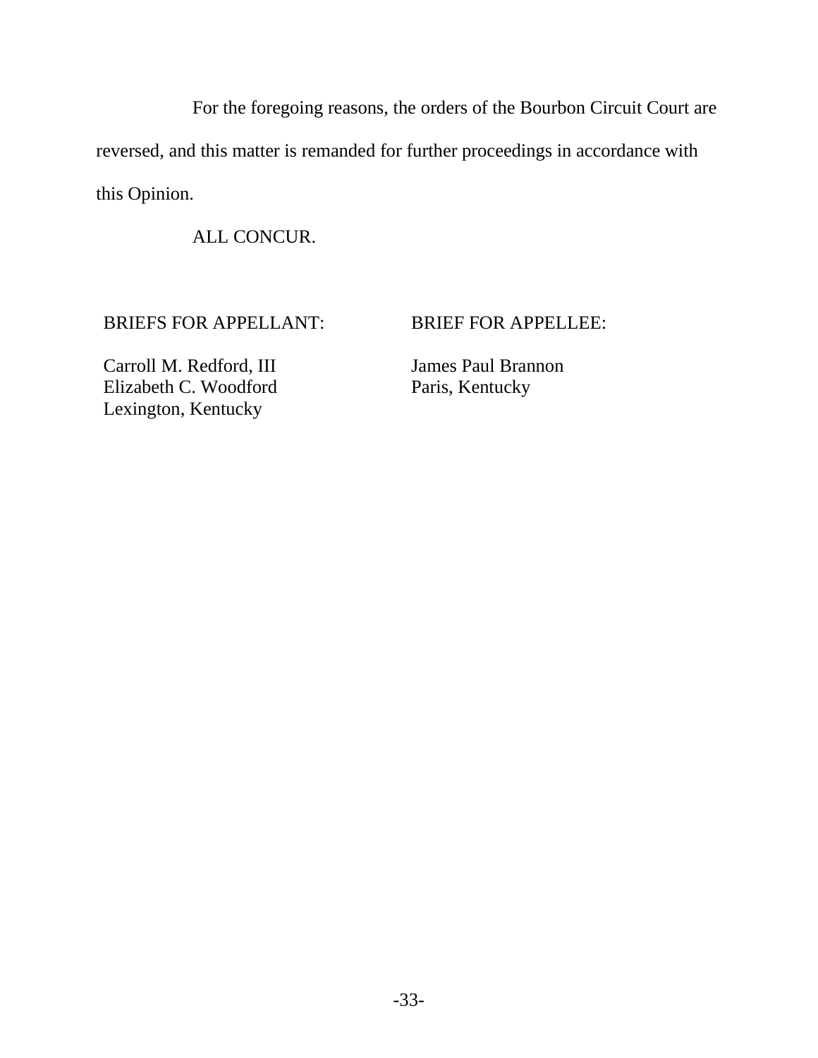For the foregoing reasons, the orders of the Bourbon Circuit Court are reversed, and this matter is remanded for further proceedings in accordance with this Opinion.

ALL CONCUR.

| BRIEFS FOR APPELLANT: | BRIEF FOR APPELLEE: |
|---|---|
| Carroll M. Redford, III<br>Elizabeth C. Woodford<br>Lexington, Kentucky | James Paul Brannon<br>Paris, Kentucky |